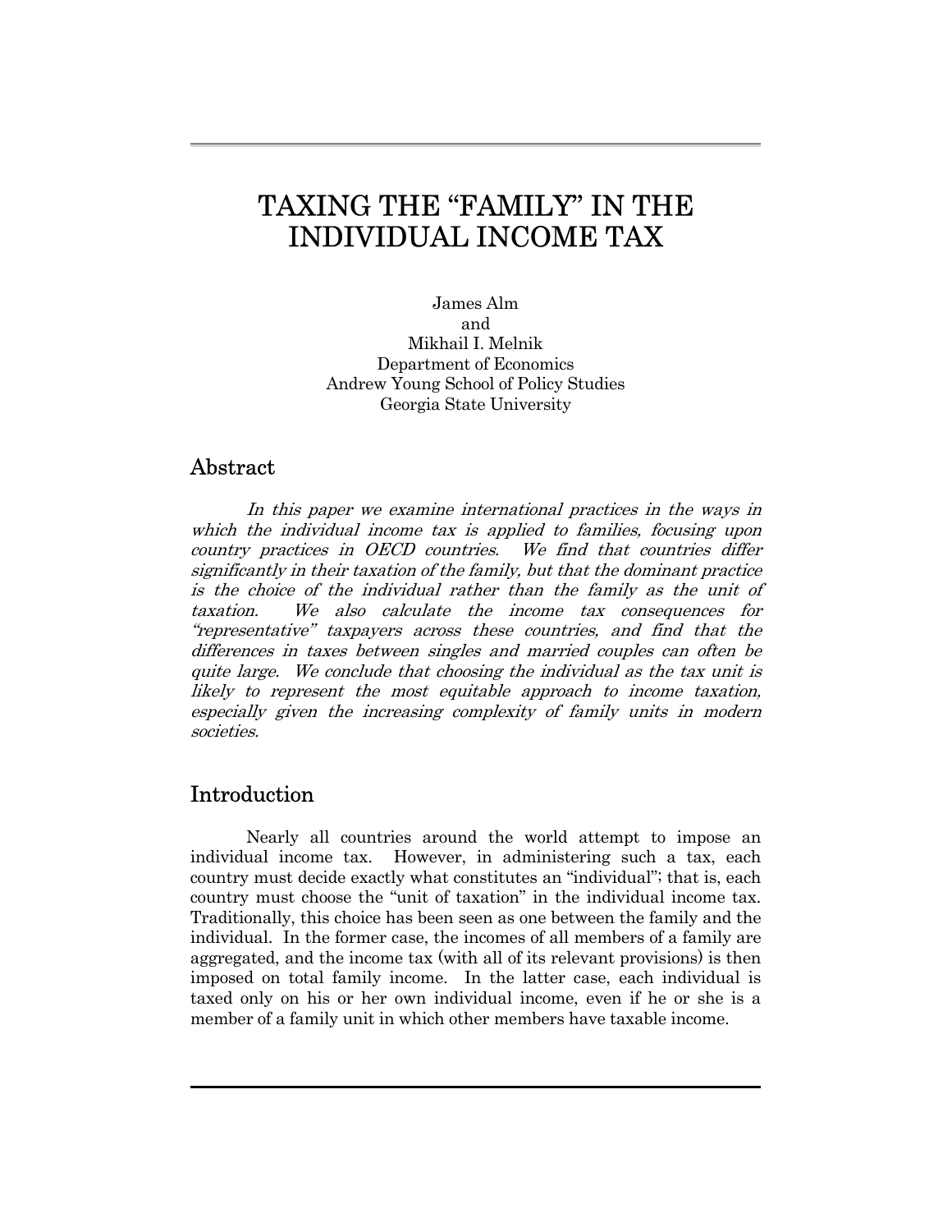# TAXING THE "FAMILY" IN THE INDIVIDUAL INCOME TAX

James Alm
and
Mikhail I. Melnik
Department of Economics
Andrew Young School of Policy Studies
Georgia State University

## Abstract

*In this paper we examine international practices in the ways in which the individual income tax is applied to families, focusing upon country practices in OECD countries. We find that countries differ significantly in their taxation of the family, but that the dominant practice is the choice of the individual rather than the family as the unit of taxation. We also calculate the income tax consequences for "representative" taxpayers across these countries, and find that the differences in taxes between singles and married couples can often be quite large. We conclude that choosing the individual as the tax unit is likely to represent the most equitable approach to income taxation, especially given the increasing complexity of family units in modern societies.*

## Introduction

Nearly all countries around the world attempt to impose an individual income tax. However, in administering such a tax, each country must decide exactly what constitutes an "individual"; that is, each country must choose the "unit of taxation" in the individual income tax. Traditionally, this choice has been seen as one between the family and the individual. In the former case, the incomes of all members of a family are aggregated, and the income tax (with all of its relevant provisions) is then imposed on total family income. In the latter case, each individual is taxed only on his or her own individual income, even if he or she is a member of a family unit in which other members have taxable income.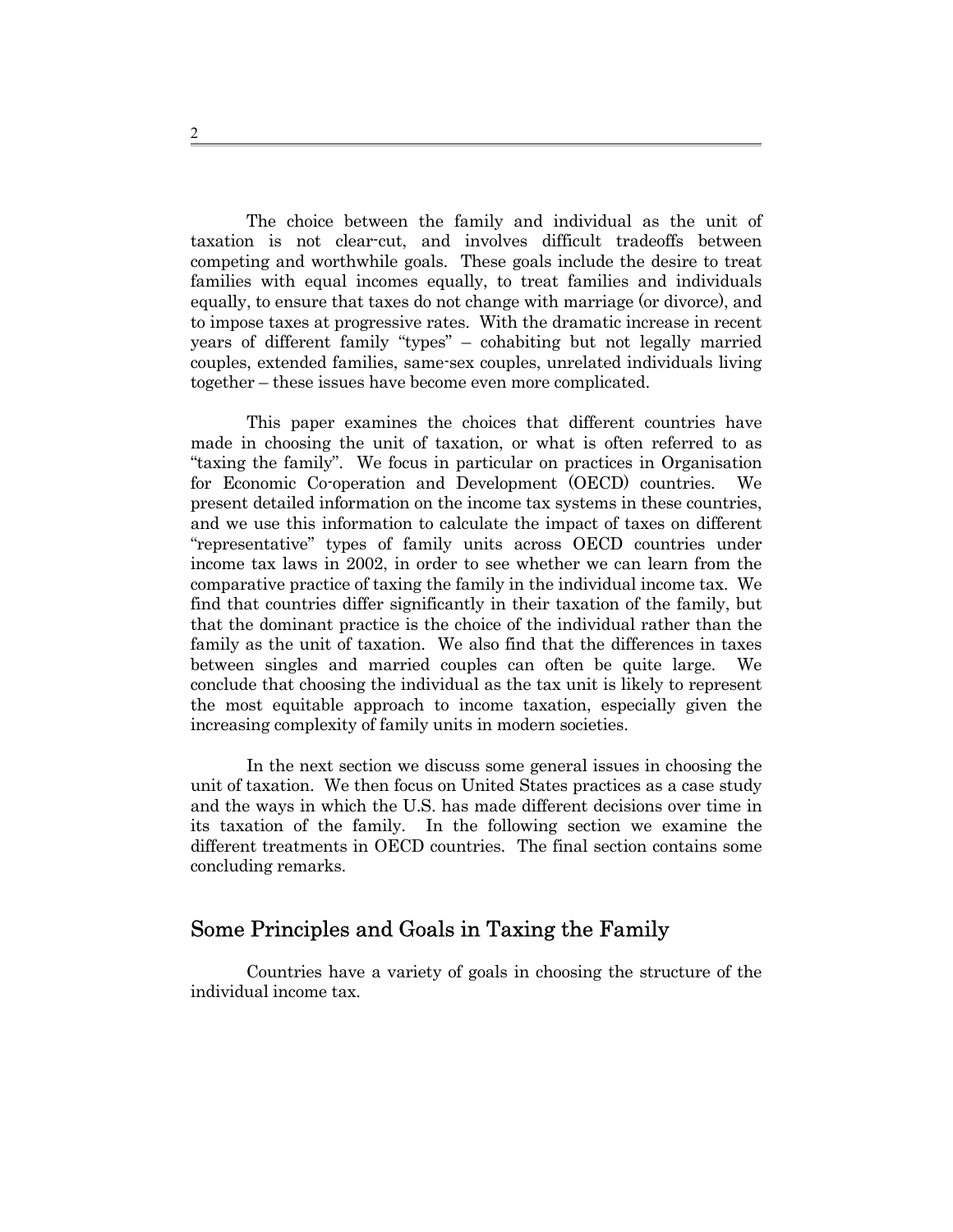The choice between the family and individual as the unit of taxation is not clear-cut, and involves difficult tradeoffs between competing and worthwhile goals. These goals include the desire to treat families with equal incomes equally, to treat families and individuals equally, to ensure that taxes do not change with marriage (or divorce), and to impose taxes at progressive rates. With the dramatic increase in recent years of different family "types" – cohabiting but not legally married couples, extended families, same-sex couples, unrelated individuals living together – these issues have become even more complicated.

This paper examines the choices that different countries have made in choosing the unit of taxation, or what is often referred to as "taxing the family". We focus in particular on practices in Organisation for Economic Co-operation and Development (OECD) countries. We present detailed information on the income tax systems in these countries, and we use this information to calculate the impact of taxes on different "representative" types of family units across OECD countries under income tax laws in 2002, in order to see whether we can learn from the comparative practice of taxing the family in the individual income tax. We find that countries differ significantly in their taxation of the family, but that the dominant practice is the choice of the individual rather than the family as the unit of taxation. We also find that the differences in taxes between singles and married couples can often be quite large. We conclude that choosing the individual as the tax unit is likely to represent the most equitable approach to income taxation, especially given the increasing complexity of family units in modern societies.

In the next section we discuss some general issues in choosing the unit of taxation. We then focus on United States practices as a case study and the ways in which the U.S. has made different decisions over time in its taxation of the family. In the following section we examine the different treatments in OECD countries. The final section contains some concluding remarks.

## Some Principles and Goals in Taxing the Family

Countries have a variety of goals in choosing the structure of the individual income tax.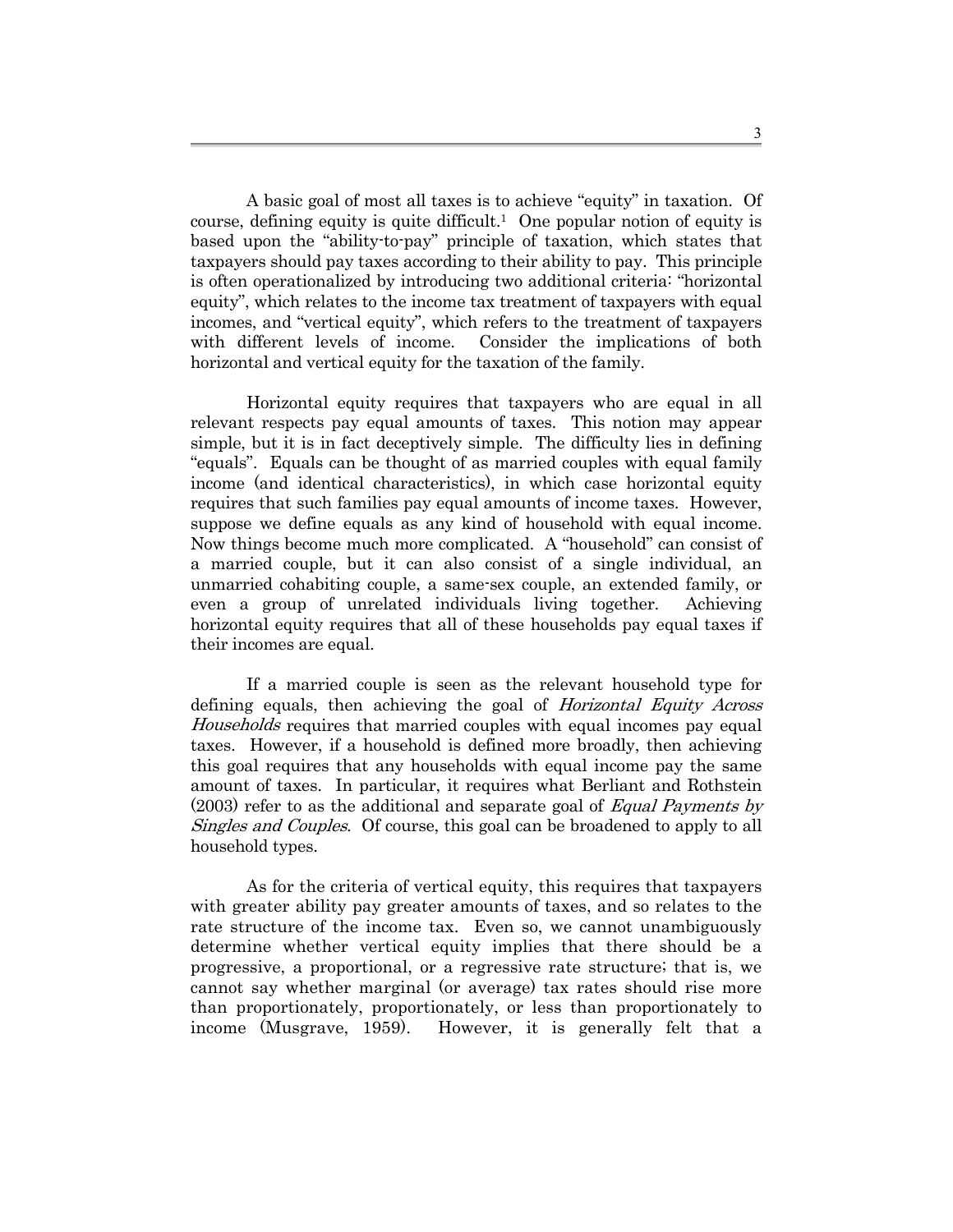A basic goal of most all taxes is to achieve "equity" in taxation. Of course, defining equity is quite difficult.[1] One popular notion of equity is based upon the "ability-to-pay" principle of taxation, which states that taxpayers should pay taxes according to their ability to pay. This principle is often operationalized by introducing two additional criteria: "horizontal equity", which relates to the income tax treatment of taxpayers with equal incomes, and "vertical equity", which refers to the treatment of taxpayers with different levels of income. Consider the implications of both horizontal and vertical equity for the taxation of the family.

Horizontal equity requires that taxpayers who are equal in all relevant respects pay equal amounts of taxes. This notion may appear simple, but it is in fact deceptively simple. The difficulty lies in defining "equals". Equals can be thought of as married couples with equal family income (and identical characteristics), in which case horizontal equity requires that such families pay equal amounts of income taxes. However, suppose we define equals as any kind of household with equal income. Now things become much more complicated. A "household" can consist of a married couple, but it can also consist of a single individual, an unmarried cohabiting couple, a same-sex couple, an extended family, or even a group of unrelated individuals living together. Achieving horizontal equity requires that all of these households pay equal taxes if their incomes are equal.

If a married couple is seen as the relevant household type for defining equals, then achieving the goal of *Horizontal Equity Across Households* requires that married couples with equal incomes pay equal taxes. However, if a household is defined more broadly, then achieving this goal requires that any households with equal income pay the same amount of taxes. In particular, it requires what Berliant and Rothstein (2003) refer to as the additional and separate goal of *Equal Payments by Singles and Couples*. Of course, this goal can be broadened to apply to all household types.

As for the criteria of vertical equity, this requires that taxpayers with greater ability pay greater amounts of taxes, and so relates to the rate structure of the income tax. Even so, we cannot unambiguously determine whether vertical equity implies that there should be a progressive, a proportional, or a regressive rate structure; that is, we cannot say whether marginal (or average) tax rates should rise more than proportionately, proportionately, or less than proportionately to income (Musgrave, 1959). However, it is generally felt that a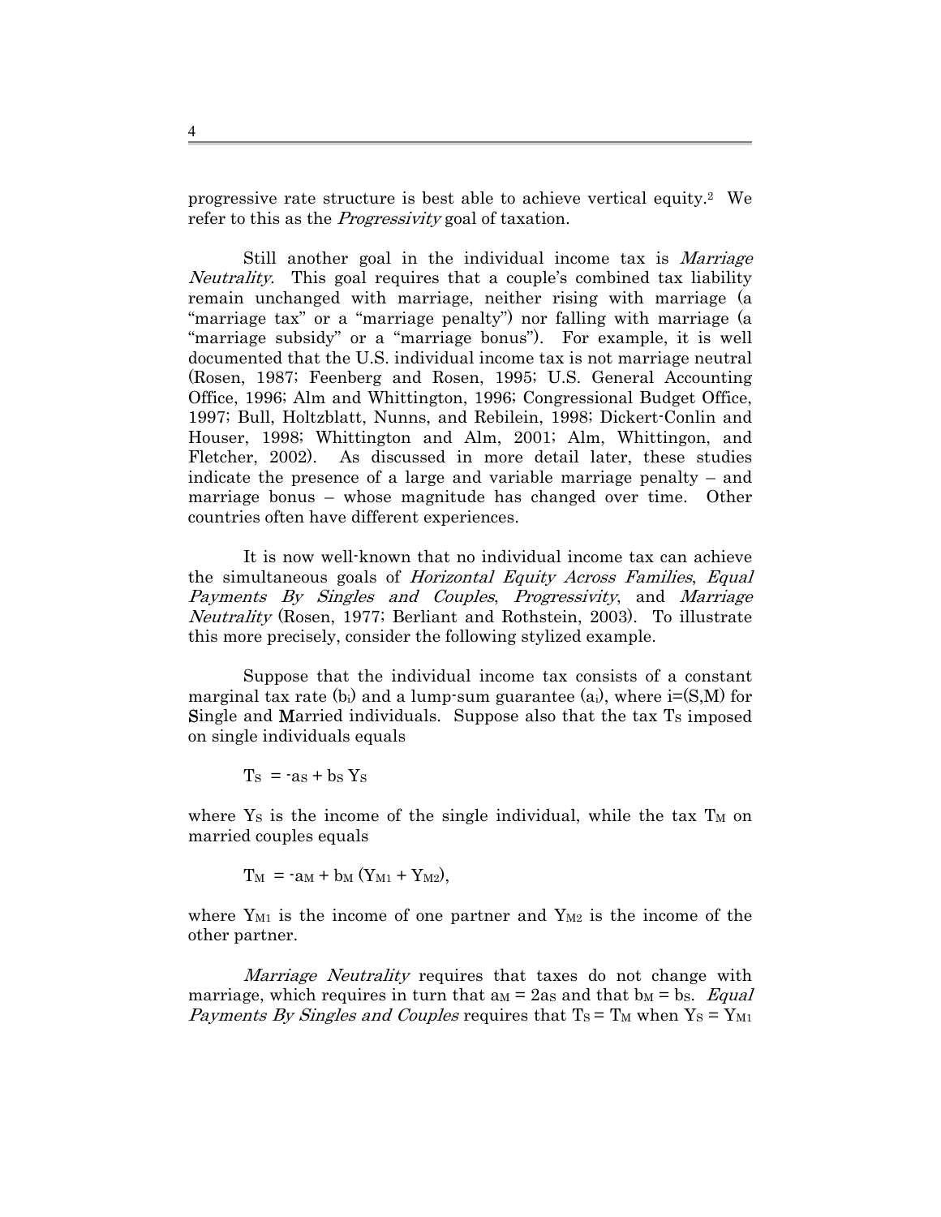progressive rate structure is best able to achieve vertical equity.[2] We refer to this as the *Progressivity* goal of taxation.

Still another goal in the individual income tax is *Marriage Neutrality*. This goal requires that a couple's combined tax liability remain unchanged with marriage, neither rising with marriage (a "marriage tax" or a "marriage penalty") nor falling with marriage (a "marriage subsidy" or a "marriage bonus"). For example, it is well documented that the U.S. individual income tax is not marriage neutral (Rosen, 1987; Feenberg and Rosen, 1995; U.S. General Accounting Office, 1996; Alm and Whittington, 1996; Congressional Budget Office, 1997; Bull, Holtzblatt, Nunns, and Rebilein, 1998; Dickert-Conlin and Houser, 1998; Whittington and Alm, 2001; Alm, Whittingon, and Fletcher, 2002). As discussed in more detail later, these studies indicate the presence of a large and variable marriage penalty – and marriage bonus – whose magnitude has changed over time. Other countries often have different experiences.

It is now well-known that no individual income tax can achieve the simultaneous goals of *Horizontal Equity Across Families*, *Equal Payments By Singles and Couples*, *Progressivity*, and *Marriage Neutrality* (Rosen, 1977; Berliant and Rothstein, 2003). To illustrate this more precisely, consider the following stylized example.

Suppose that the individual income tax consists of a constant marginal tax rate ($b_i$) and a lump-sum guarantee ($a_i$), where i=(S,M) for **S**ingle and **M**arried individuals. Suppose also that the tax $T_S$ imposed on single individuals equals

$$T_S = -a_S + b_S Y_S$$

where $Y_S$ is the income of the single individual, while the tax $T_M$ on married couples equals

$$T_M = -a_M + b_M (Y_{M1} + Y_{M2}),$$

where $Y_{M1}$ is the income of one partner and $Y_{M2}$ is the income of the other partner.

*Marriage Neutrality* requires that taxes do not change with marriage, which requires in turn that $a_M = 2a_S$ and that $b_M = b_S$. *Equal Payments By Singles and Couples* requires that $T_S = T_M$ when $Y_S = Y_{M1}$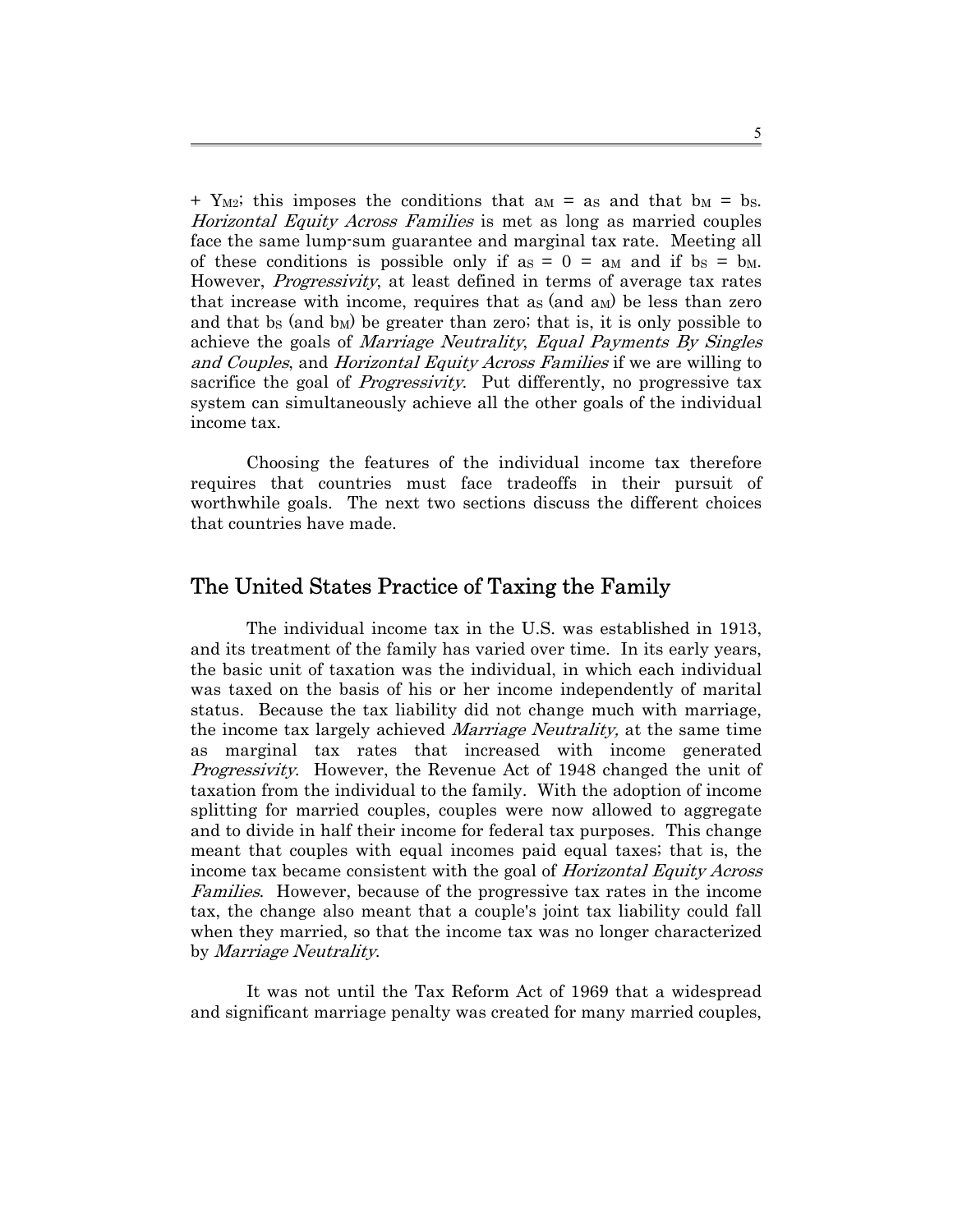$+ Y_{M2}$; this imposes the conditions that $a_M = a_S$ and that $b_M = b_S$. *Horizontal Equity Across Families* is met as long as married couples face the same lump-sum guarantee and marginal tax rate. Meeting all of these conditions is possible only if $a_S = 0 = a_M$ and if $b_S = b_M$. However, *Progressivity*, at least defined in terms of average tax rates that increase with income, requires that $a_S$ (and $a_M$) be less than zero and that $b_S$ (and $b_M$) be greater than zero; that is, it is only possible to achieve the goals of *Marriage Neutrality*, *Equal Payments By Singles and Couples*, and *Horizontal Equity Across Families* if we are willing to sacrifice the goal of *Progressivity*. Put differently, no progressive tax system can simultaneously achieve all the other goals of the individual income tax.

Choosing the features of the individual income tax therefore requires that countries must face tradeoffs in their pursuit of worthwhile goals. The next two sections discuss the different choices that countries have made.

## The United States Practice of Taxing the Family

The individual income tax in the U.S. was established in 1913, and its treatment of the family has varied over time. In its early years, the basic unit of taxation was the individual, in which each individual was taxed on the basis of his or her income independently of marital status. Because the tax liability did not change much with marriage, the income tax largely achieved *Marriage Neutrality,* at the same time as marginal tax rates that increased with income generated *Progressivity*. However, the Revenue Act of 1948 changed the unit of taxation from the individual to the family. With the adoption of income splitting for married couples, couples were now allowed to aggregate and to divide in half their income for federal tax purposes. This change meant that couples with equal incomes paid equal taxes; that is, the income tax became consistent with the goal of *Horizontal Equity Across Families*. However, because of the progressive tax rates in the income tax, the change also meant that a couple's joint tax liability could fall when they married, so that the income tax was no longer characterized by *Marriage Neutrality*.

It was not until the Tax Reform Act of 1969 that a widespread and significant marriage penalty was created for many married couples,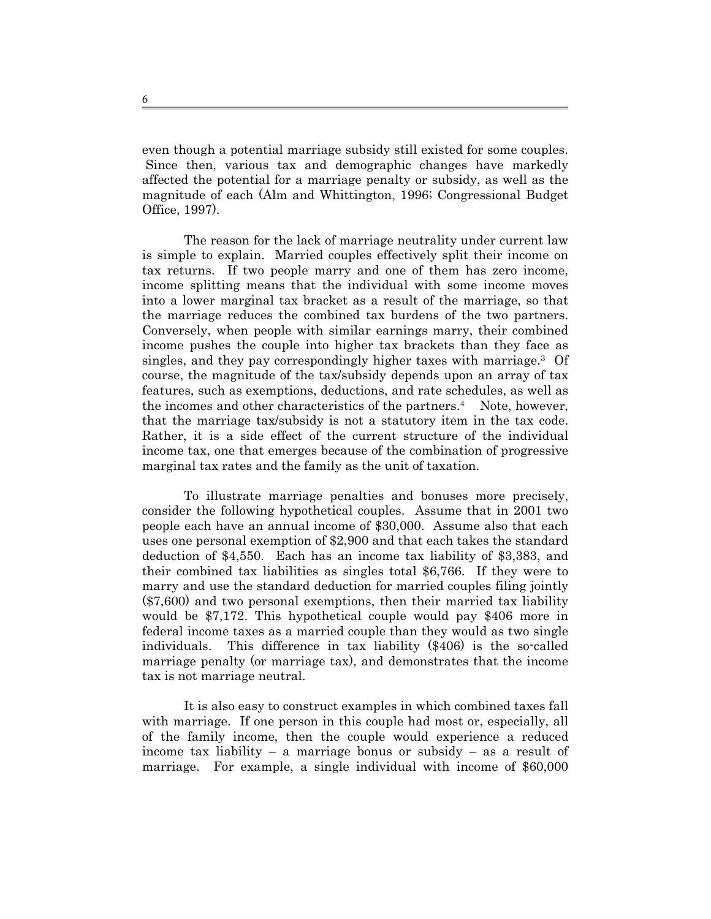even though a potential marriage subsidy still existed for some couples. Since then, various tax and demographic changes have markedly affected the potential for a marriage penalty or subsidy, as well as the magnitude of each (Alm and Whittington, 1996; Congressional Budget Office, 1997).

The reason for the lack of marriage neutrality under current law is simple to explain. Married couples effectively split their income on tax returns. If two people marry and one of them has zero income, income splitting means that the individual with some income moves into a lower marginal tax bracket as a result of the marriage, so that the marriage reduces the combined tax burdens of the two partners. Conversely, when people with similar earnings marry, their combined income pushes the couple into higher tax brackets than they face as singles, and they pay correspondingly higher taxes with marriage.[3] Of course, the magnitude of the tax/subsidy depends upon an array of tax features, such as exemptions, deductions, and rate schedules, as well as the incomes and other characteristics of the partners.[4] Note, however, that the marriage tax/subsidy is not a statutory item in the tax code. Rather, it is a side effect of the current structure of the individual income tax, one that emerges because of the combination of progressive marginal tax rates and the family as the unit of taxation.

To illustrate marriage penalties and bonuses more precisely, consider the following hypothetical couples. Assume that in 2001 two people each have an annual income of $30,000. Assume also that each uses one personal exemption of $2,900 and that each takes the standard deduction of $4,550. Each has an income tax liability of $3,383, and their combined tax liabilities as singles total $6,766. If they were to marry and use the standard deduction for married couples filing jointly ($7,600) and two personal exemptions, then their married tax liability would be $7,172. This hypothetical couple would pay $406 more in federal income taxes as a married couple than they would as two single individuals. This difference in tax liability ($406) is the so-called marriage penalty (or marriage tax), and demonstrates that the income tax is not marriage neutral.

It is also easy to construct examples in which combined taxes fall with marriage. If one person in this couple had most or, especially, all of the family income, then the couple would experience a reduced income tax liability – a marriage bonus or subsidy – as a result of marriage. For example, a single individual with income of $60,000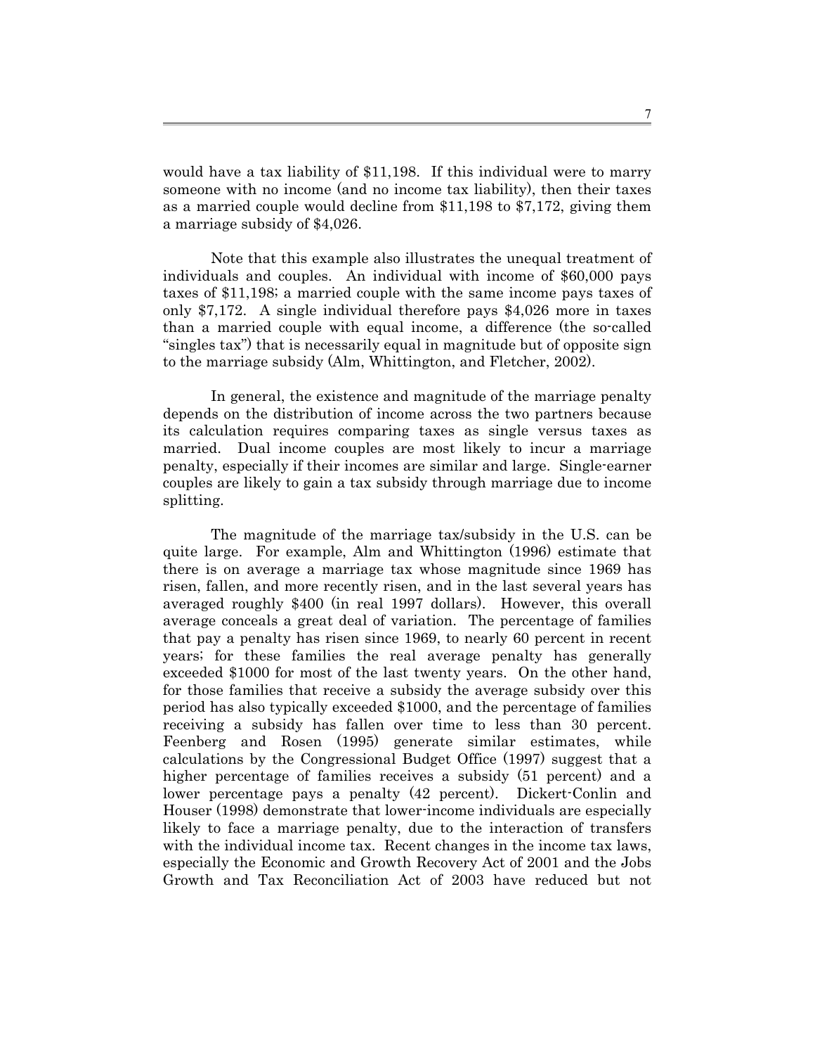would have a tax liability of $11,198. If this individual were to marry someone with no income (and no income tax liability), then their taxes as a married couple would decline from $11,198 to $7,172, giving them a marriage subsidy of $4,026.

Note that this example also illustrates the unequal treatment of individuals and couples. An individual with income of $60,000 pays taxes of $11,198; a married couple with the same income pays taxes of only $7,172. A single individual therefore pays $4,026 more in taxes than a married couple with equal income, a difference (the so-called "singles tax") that is necessarily equal in magnitude but of opposite sign to the marriage subsidy (Alm, Whittington, and Fletcher, 2002).

In general, the existence and magnitude of the marriage penalty depends on the distribution of income across the two partners because its calculation requires comparing taxes as single versus taxes as married. Dual income couples are most likely to incur a marriage penalty, especially if their incomes are similar and large. Single-earner couples are likely to gain a tax subsidy through marriage due to income splitting.

The magnitude of the marriage tax/subsidy in the U.S. can be quite large. For example, Alm and Whittington (1996) estimate that there is on average a marriage tax whose magnitude since 1969 has risen, fallen, and more recently risen, and in the last several years has averaged roughly $400 (in real 1997 dollars). However, this overall average conceals a great deal of variation. The percentage of families that pay a penalty has risen since 1969, to nearly 60 percent in recent years; for these families the real average penalty has generally exceeded $1000 for most of the last twenty years. On the other hand, for those families that receive a subsidy the average subsidy over this period has also typically exceeded $1000, and the percentage of families receiving a subsidy has fallen over time to less than 30 percent. Feenberg and Rosen (1995) generate similar estimates, while calculations by the Congressional Budget Office (1997) suggest that a higher percentage of families receives a subsidy (51 percent) and a lower percentage pays a penalty (42 percent). Dickert-Conlin and Houser (1998) demonstrate that lower-income individuals are especially likely to face a marriage penalty, due to the interaction of transfers with the individual income tax. Recent changes in the income tax laws, especially the Economic and Growth Recovery Act of 2001 and the Jobs Growth and Tax Reconciliation Act of 2003 have reduced but not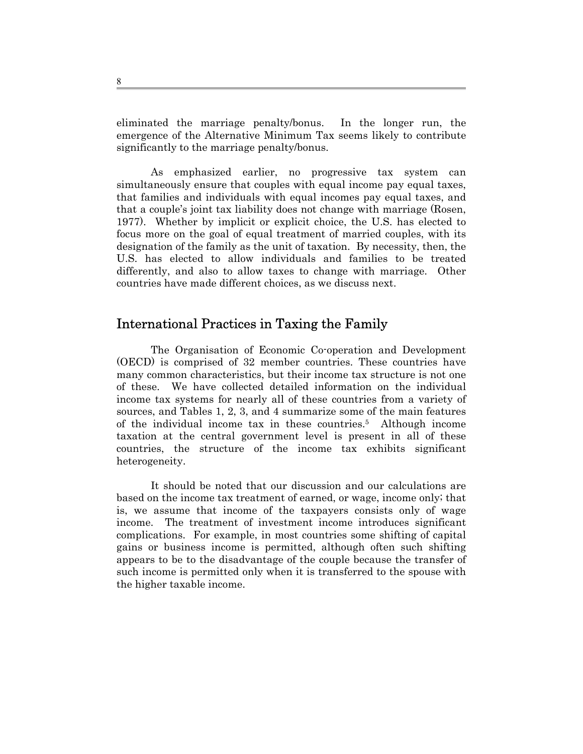eliminated the marriage penalty/bonus. In the longer run, the emergence of the Alternative Minimum Tax seems likely to contribute significantly to the marriage penalty/bonus.

As emphasized earlier, no progressive tax system can simultaneously ensure that couples with equal income pay equal taxes, that families and individuals with equal incomes pay equal taxes, and that a couple's joint tax liability does not change with marriage (Rosen, 1977). Whether by implicit or explicit choice, the U.S. has elected to focus more on the goal of equal treatment of married couples, with its designation of the family as the unit of taxation. By necessity, then, the U.S. has elected to allow individuals and families to be treated differently, and also to allow taxes to change with marriage. Other countries have made different choices, as we discuss next.

## International Practices in Taxing the Family

The Organisation of Economic Co-operation and Development (OECD) is comprised of 32 member countries. These countries have many common characteristics, but their income tax structure is not one of these. We have collected detailed information on the individual income tax systems for nearly all of these countries from a variety of sources, and Tables 1, 2, 3, and 4 summarize some of the main features of the individual income tax in these countries.[5] Although income taxation at the central government level is present in all of these countries, the structure of the income tax exhibits significant heterogeneity.

It should be noted that our discussion and our calculations are based on the income tax treatment of earned, or wage, income only; that is, we assume that income of the taxpayers consists only of wage income. The treatment of investment income introduces significant complications. For example, in most countries some shifting of capital gains or business income is permitted, although often such shifting appears to be to the disadvantage of the couple because the transfer of such income is permitted only when it is transferred to the spouse with the higher taxable income.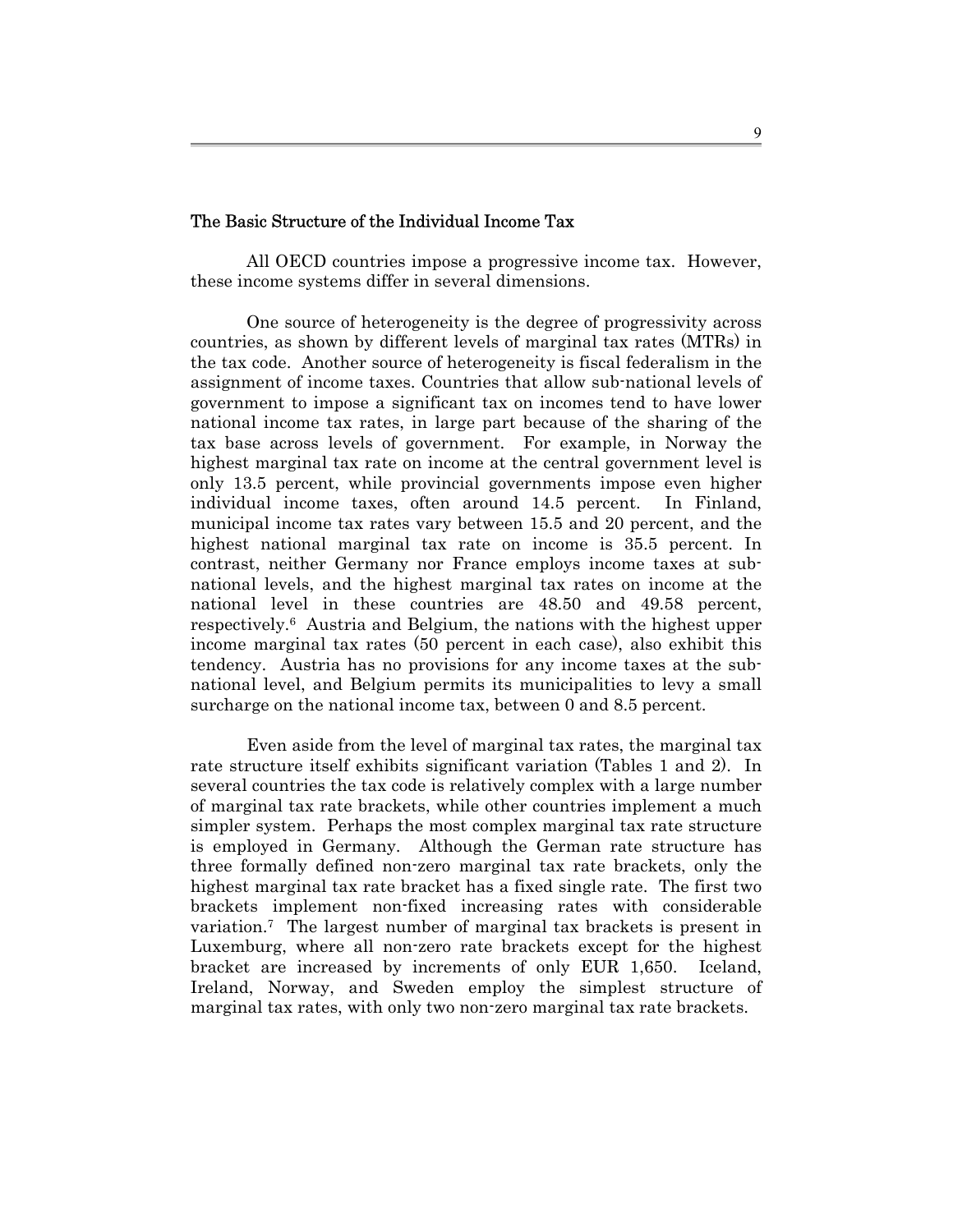### The Basic Structure of the Individual Income Tax

All OECD countries impose a progressive income tax. However, these income systems differ in several dimensions.

One source of heterogeneity is the degree of progressivity across countries, as shown by different levels of marginal tax rates (MTRs) in the tax code. Another source of heterogeneity is fiscal federalism in the assignment of income taxes. Countries that allow sub-national levels of government to impose a significant tax on incomes tend to have lower national income tax rates, in large part because of the sharing of the tax base across levels of government. For example, in Norway the highest marginal tax rate on income at the central government level is only 13.5 percent, while provincial governments impose even higher individual income taxes, often around 14.5 percent. In Finland, municipal income tax rates vary between 15.5 and 20 percent, and the highest national marginal tax rate on income is 35.5 percent. In contrast, neither Germany nor France employs income taxes at sub-national levels, and the highest marginal tax rates on income at the national level in these countries are 48.50 and 49.58 percent, respectively.[6] Austria and Belgium, the nations with the highest upper income marginal tax rates (50 percent in each case), also exhibit this tendency. Austria has no provisions for any income taxes at the sub-national level, and Belgium permits its municipalities to levy a small surcharge on the national income tax, between 0 and 8.5 percent.

Even aside from the level of marginal tax rates, the marginal tax rate structure itself exhibits significant variation (Tables 1 and 2). In several countries the tax code is relatively complex with a large number of marginal tax rate brackets, while other countries implement a much simpler system. Perhaps the most complex marginal tax rate structure is employed in Germany. Although the German rate structure has three formally defined non-zero marginal tax rate brackets, only the highest marginal tax rate bracket has a fixed single rate. The first two brackets implement non-fixed increasing rates with considerable variation.[7] The largest number of marginal tax brackets is present in Luxemburg, where all non-zero rate brackets except for the highest bracket are increased by increments of only EUR 1,650. Iceland, Ireland, Norway, and Sweden employ the simplest structure of marginal tax rates, with only two non-zero marginal tax rate brackets.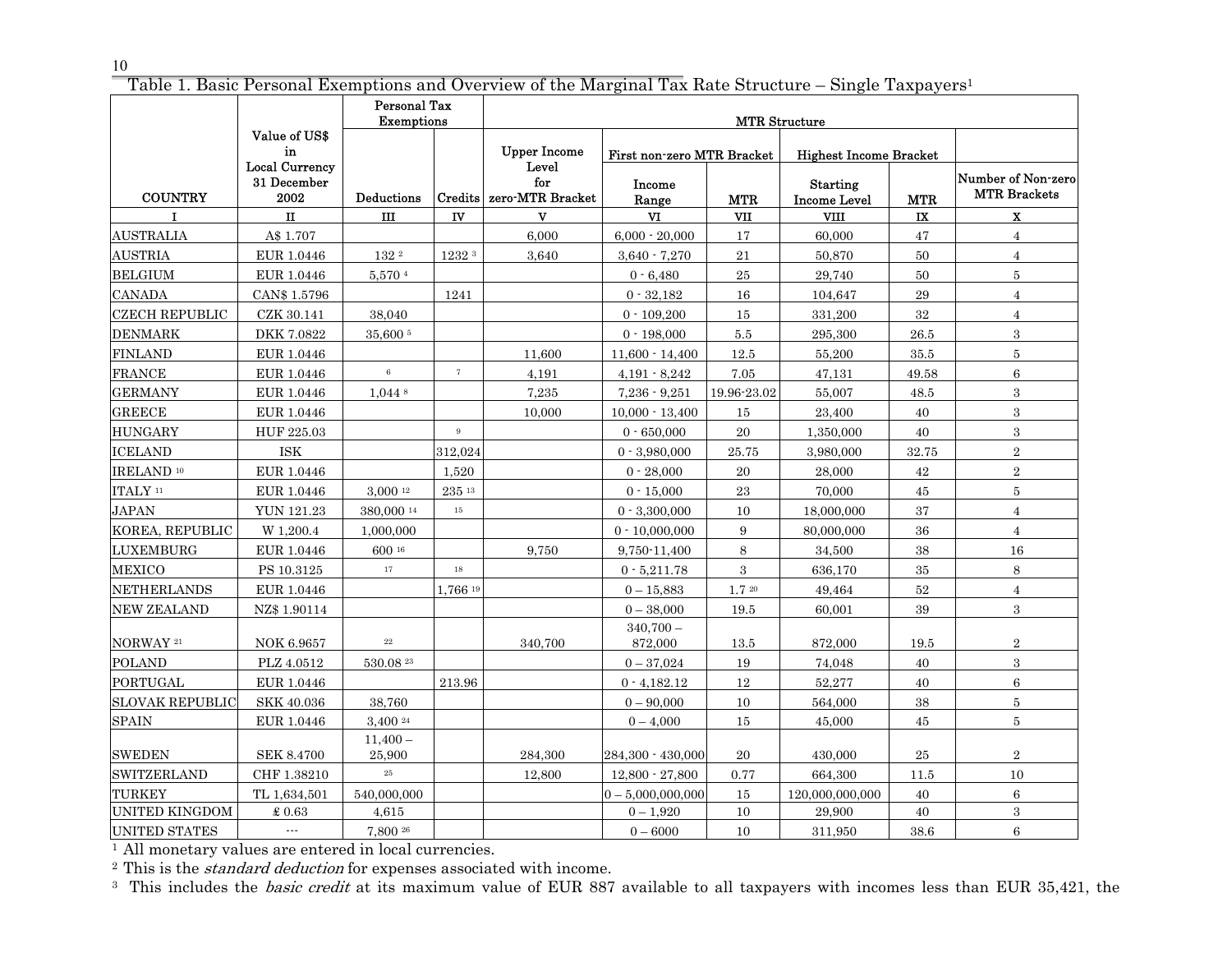Table 1. Basic Personal Exemptions and Overview of the Marginal Tax Rate Structure – Single Taxpayers[1]

| COUNTRY | Value of US$ in Local Currency 31 December 2002 | Personal Tax Exemptions | | MTR Structure | | | | | |
|---|---|---|---|---|---|---|---|---|---|
| | | Deductions | Credits | Upper Income Level for zero-MTR Bracket | First non-zero MTR Bracket | | Highest Income Bracket | | Number of Non-zero MTR Brackets |
| | | | | | Income Range | MTR | Starting Income Level | MTR | |
| I | II | III | IV | V | VI | VII | VIII | IX | X |
| AUSTRALIA | A$ 1.707 | | | 6,000 | 6,000 - 20,000 | 17 | 60,000 | 47 | 4 |
| AUSTRIA | EUR 1.0446 | 132 [2] | 1232 [3] | 3,640 | 3,640 - 7,270 | 21 | 50,870 | 50 | 4 |
| BELGIUM | EUR 1.0446 | 5,570 [4] | | | 0 - 6,480 | 25 | 29,740 | 50 | 5 |
| CANADA | CAN$ 1.5796 | | 1241 | | 0 - 32,182 | 16 | 104,647 | 29 | 4 |
| CZECH REPUBLIC | CZK 30.141 | 38,040 | | | 0 - 109,200 | 15 | 331,200 | 32 | 4 |
| DENMARK | DKK 7.0822 | 35,600 [5] | | | 0 - 198,000 | 5.5 | 295,300 | 26.5 | 3 |
| FINLAND | EUR 1.0446 | | | 11,600 | 11,600 - 14,400 | 12.5 | 55,200 | 35.5 | 5 |
| FRANCE | EUR 1.0446 | [6] | [7] | 4,191 | 4,191 - 8,242 | 7.05 | 47,131 | 49.58 | 6 |
| GERMANY | EUR 1.0446 | 1,044 [8] | | 7,235 | 7,236 - 9,251 | 19.96-23.02 | 55,007 | 48.5 | 3 |
| GREECE | EUR 1.0446 | | | 10,000 | 10,000 - 13,400 | 15 | 23,400 | 40 | 3 |
| HUNGARY | HUF 225.03 | | [9] | | 0 - 650,000 | 20 | 1,350,000 | 40 | 3 |
| ICELAND | ISK | | 312,024 | | 0 - 3,980,000 | 25.75 | 3,980,000 | 32.75 | 2 |
| IRELAND [10] | EUR 1.0446 | | 1,520 | | 0 - 28,000 | 20 | 28,000 | 42 | 2 |
| ITALY [11] | EUR 1.0446 | 3,000 [12] | 235 [13] | | 0 - 15,000 | 23 | 70,000 | 45 | 5 |
| JAPAN | YUN 121.23 | 380,000 [14] | [15] | | 0 - 3,300,000 | 10 | 18,000,000 | 37 | 4 |
| KOREA, REPUBLIC | W 1,200.4 | 1,000,000 | | | 0 - 10,000,000 | 9 | 80,000,000 | 36 | 4 |
| LUXEMBURG | EUR 1.0446 | 600 [16] | | 9,750 | 9,750-11,400 | 8 | 34,500 | 38 | 16 |
| MEXICO | PS 10.3125 | [17] | [18] | | 0 - 5,211.78 | 3 | 636,170 | 35 | 8 |
| NETHERLANDS | EUR 1.0446 | | 1,766 [19] | | 0 – 15,883 | 1.7 [20] | 49,464 | 52 | 4 |
| NEW ZEALAND | NZ$ 1.90114 | | | | 0 – 38,000 | 19.5 | 60,001 | 39 | 3 |
| NORWAY [21] | NOK 6.9657 | [22] | | 340,700 | 340,700 – 872,000 | 13.5 | 872,000 | 19.5 | 2 |
| POLAND | PLZ 4.0512 | 530.08 [23] | | | 0 – 37,024 | 19 | 74,048 | 40 | 3 |
| PORTUGAL | EUR 1.0446 | | 213.96 | | 0 - 4,182.12 | 12 | 52,277 | 40 | 6 |
| SLOVAK REPUBLIC | SKK 40.036 | 38,760 | | | 0 – 90,000 | 10 | 564,000 | 38 | 5 |
| SPAIN | EUR 1.0446 | 3,400 [24] | | | 0 – 4,000 | 15 | 45,000 | 45 | 5 |
| SWEDEN | SEK 8.4700 | 11,400 – 25,900 | | 284,300 | 284,300 - 430,000 | 20 | 430,000 | 25 | 2 |
| SWITZERLAND | CHF 1.38210 | [25] | | 12,800 | 12,800 - 27,800 | 0.77 | 664,300 | 11.5 | 10 |
| TURKEY | TL 1,634,501 | 540,000,000 | | | 0 – 5,000,000,000 | 15 | 120,000,000,000 | 40 | 6 |
| UNITED KINGDOM | ₤ 0.63 | 4,615 | | | 0 – 1,920 | 10 | 29,900 | 40 | 3 |
| UNITED STATES | --- | 7,800 [26] | | | 0 – 6000 | 10 | 311,950 | 38.6 | 6 |

[1] All monetary values are entered in local currencies.

[2] This is the *standard deduction* for expenses associated with income.

[3] This includes the *basic credit* at its maximum value of EUR 887 available to all taxpayers with incomes less than EUR 35,421, the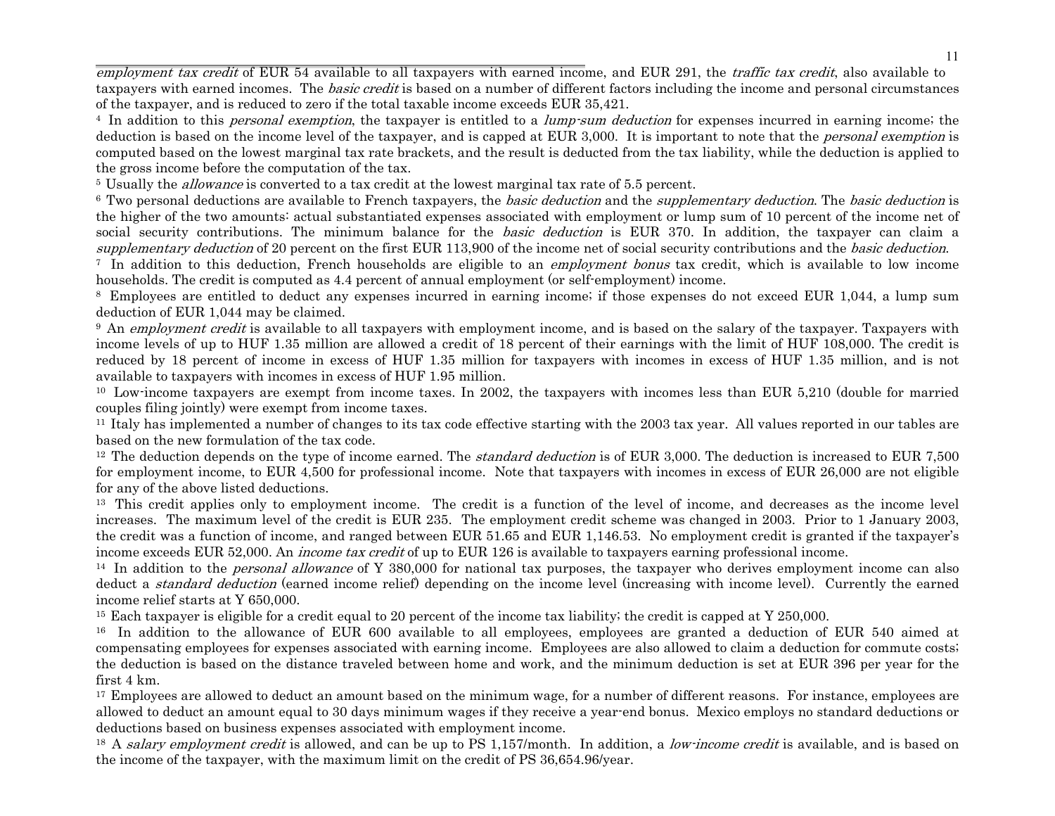*employment tax credit* of EUR 54 available to all taxpayers with earned income, and EUR 291, the *traffic tax credit*, also available to taxpayers with earned incomes. The *basic credit* is based on a number of different factors including the income and personal circumstances of the taxpayer, and is reduced to zero if the total taxable income exceeds EUR 35,421.

[4] In addition to this *personal exemption*, the taxpayer is entitled to a *lump-sum deduction* for expenses incurred in earning income; the deduction is based on the income level of the taxpayer, and is capped at EUR 3,000. It is important to note that the *personal exemption* is computed based on the lowest marginal tax rate brackets, and the result is deducted from the tax liability, while the deduction is applied to the gross income before the computation of the tax.

[5] Usually the *allowance* is converted to a tax credit at the lowest marginal tax rate of 5.5 percent.

[6] Two personal deductions are available to French taxpayers, the *basic deduction* and the *supplementary deduction*. The *basic deduction* is the higher of the two amounts: actual substantiated expenses associated with employment or lump sum of 10 percent of the income net of social security contributions. The minimum balance for the *basic deduction* is EUR 370. In addition, the taxpayer can claim a *supplementary deduction* of 20 percent on the first EUR 113,900 of the income net of social security contributions and the *basic deduction*.

[7] In addition to this deduction, French households are eligible to an *employment bonus* tax credit, which is available to low income households. The credit is computed as 4.4 percent of annual employment (or self-employment) income.

[8] Employees are entitled to deduct any expenses incurred in earning income; if those expenses do not exceed EUR 1,044, a lump sum deduction of EUR 1,044 may be claimed.

[9] An *employment credit* is available to all taxpayers with employment income, and is based on the salary of the taxpayer. Taxpayers with income levels of up to HUF 1.35 million are allowed a credit of 18 percent of their earnings with the limit of HUF 108,000. The credit is reduced by 18 percent of income in excess of HUF 1.35 million for taxpayers with incomes in excess of HUF 1.35 million, and is not available to taxpayers with incomes in excess of HUF 1.95 million.

[10] Low-income taxpayers are exempt from income taxes. In 2002, the taxpayers with incomes less than EUR 5,210 (double for married couples filing jointly) were exempt from income taxes.

[11] Italy has implemented a number of changes to its tax code effective starting with the 2003 tax year. All values reported in our tables are based on the new formulation of the tax code.

[12] The deduction depends on the type of income earned. The *standard deduction* is of EUR 3,000. The deduction is increased to EUR 7,500 for employment income, to EUR 4,500 for professional income. Note that taxpayers with incomes in excess of EUR 26,000 are not eligible for any of the above listed deductions.

[13] This credit applies only to employment income. The credit is a function of the level of income, and decreases as the income level increases. The maximum level of the credit is EUR 235. The employment credit scheme was changed in 2003. Prior to 1 January 2003, the credit was a function of income, and ranged between EUR 51.65 and EUR 1,146.53. No employment credit is granted if the taxpayer's income exceeds EUR 52,000. An *income tax credit* of up to EUR 126 is available to taxpayers earning professional income.

[14] In addition to the *personal allowance* of Y 380,000 for national tax purposes, the taxpayer who derives employment income can also deduct a *standard deduction* (earned income relief) depending on the income level (increasing with income level). Currently the earned income relief starts at Y 650,000.

[15] Each taxpayer is eligible for a credit equal to 20 percent of the income tax liability; the credit is capped at Y 250,000.

[16] In addition to the allowance of EUR 600 available to all employees, employees are granted a deduction of EUR 540 aimed at compensating employees for expenses associated with earning income. Employees are also allowed to claim a deduction for commute costs; the deduction is based on the distance traveled between home and work, and the minimum deduction is set at EUR 396 per year for the first 4 km.

[17] Employees are allowed to deduct an amount based on the minimum wage, for a number of different reasons. For instance, employees are allowed to deduct an amount equal to 30 days minimum wages if they receive a year-end bonus. Mexico employs no standard deductions or deductions based on business expenses associated with employment income.

[18] A *salary employment credit* is allowed, and can be up to PS 1,157/month. In addition, a *low-income credit* is available, and is based on the income of the taxpayer, with the maximum limit on the credit of PS 36,654.96/year.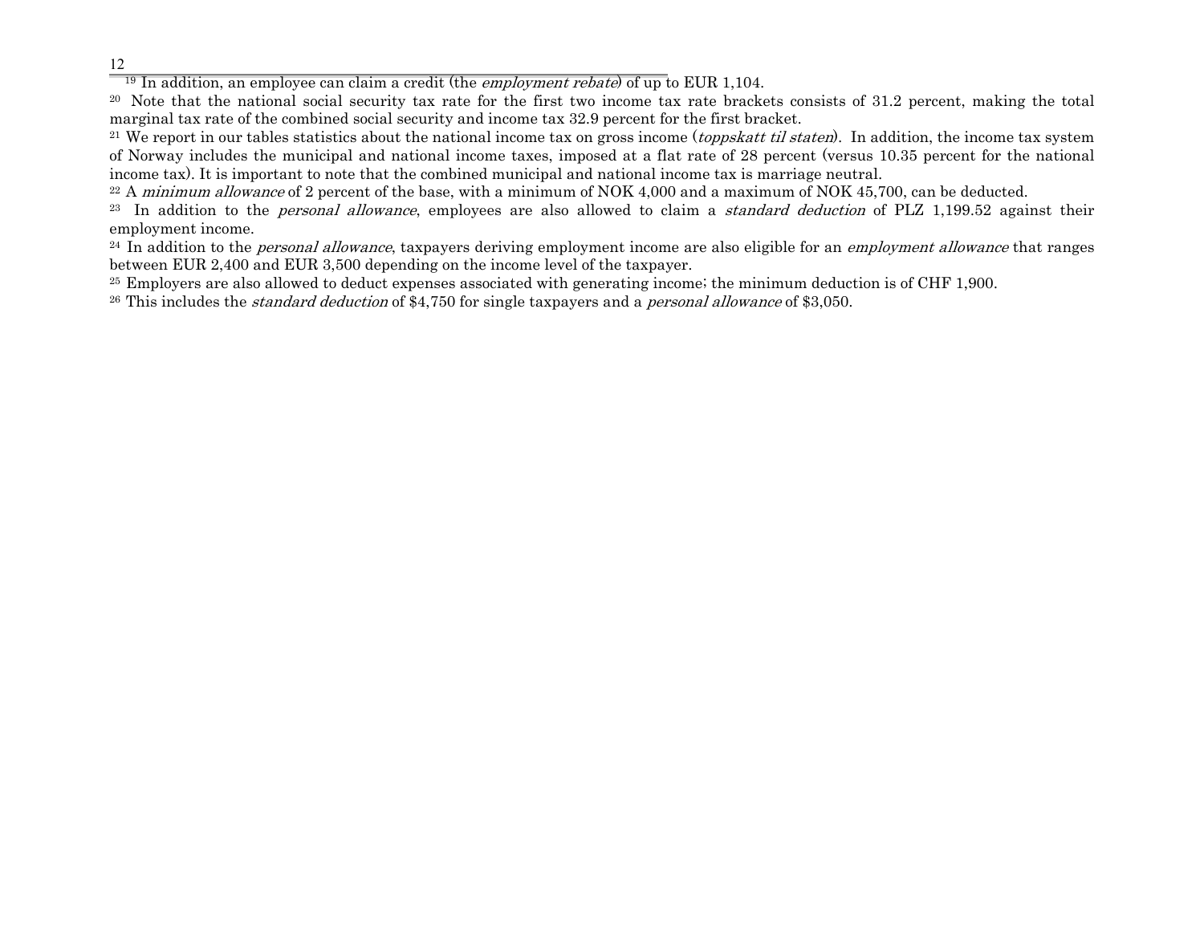[19] In addition, an employee can claim a credit (the *employment rebate*) of up to EUR 1,104.

[20] Note that the national social security tax rate for the first two income tax rate brackets consists of 31.2 percent, making the total marginal tax rate of the combined social security and income tax 32.9 percent for the first bracket.

[21] We report in our tables statistics about the national income tax on gross income (*toppskatt til staten*). In addition, the income tax system of Norway includes the municipal and national income taxes, imposed at a flat rate of 28 percent (versus 10.35 percent for the national income tax). It is important to note that the combined municipal and national income tax is marriage neutral.

[22] A *minimum allowance* of 2 percent of the base, with a minimum of NOK 4,000 and a maximum of NOK 45,700, can be deducted.

[23] In addition to the *personal allowance*, employees are also allowed to claim a *standard deduction* of PLZ 1,199.52 against their employment income.

[24] In addition to the *personal allowance*, taxpayers deriving employment income are also eligible for an *employment allowance* that ranges between EUR 2,400 and EUR 3,500 depending on the income level of the taxpayer.

[25] Employers are also allowed to deduct expenses associated with generating income; the minimum deduction is of CHF 1,900.

[26] This includes the *standard deduction* of $4,750 for single taxpayers and a *personal allowance* of $3,050.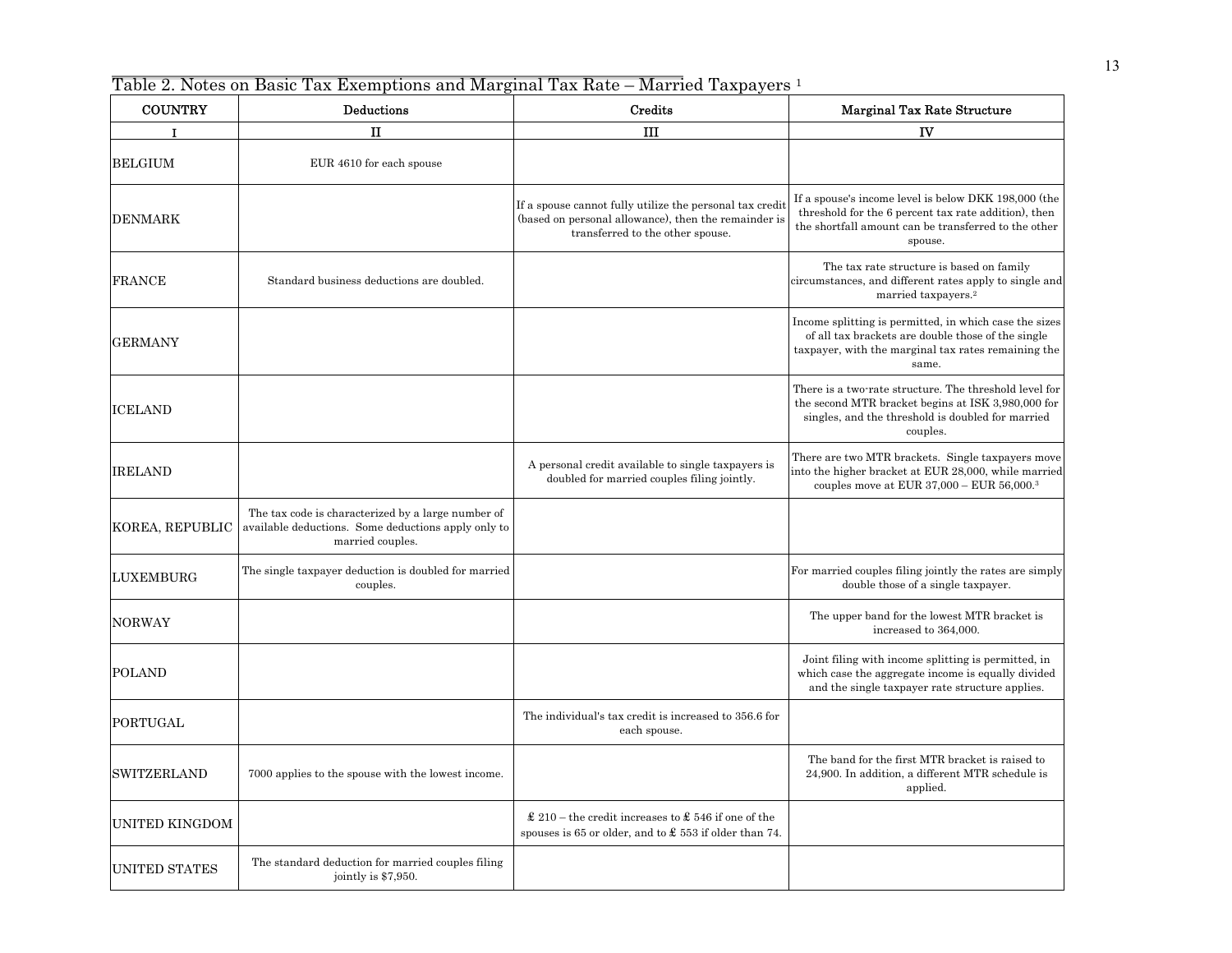Table 2. Notes on Basic Tax Exemptions and Marginal Tax Rate – Married Taxpayers [1]

| COUNTRY | Deductions | Credits | Marginal Tax Rate Structure |
|---|---|---|---|
| I | II | III | IV |
| BELGIUM | EUR 4610 for each spouse | | |
| DENMARK | | If a spouse cannot fully utilize the personal tax credit (based on personal allowance), then the remainder is transferred to the other spouse. | If a spouse's income level is below DKK 198,000 (the threshold for the 6 percent tax rate addition), then the shortfall amount can be transferred to the other spouse. |
| FRANCE | Standard business deductions are doubled. | | The tax rate structure is based on family circumstances, and different rates apply to single and married taxpayers.[2] |
| GERMANY | | | Income splitting is permitted, in which case the sizes of all tax brackets are double those of the single taxpayer, with the marginal tax rates remaining the same. |
| ICELAND | | | There is a two-rate structure. The threshold level for the second MTR bracket begins at ISK 3,980,000 for singles, and the threshold is doubled for married couples. |
| IRELAND | | A personal credit available to single taxpayers is doubled for married couples filing jointly. | There are two MTR brackets. Single taxpayers move into the higher bracket at EUR 28,000, while married couples move at EUR 37,000 – EUR 56,000.[3] |
| KOREA, REPUBLIC | The tax code is characterized by a large number of available deductions. Some deductions apply only to married couples. | | |
| LUXEMBURG | The single taxpayer deduction is doubled for married couples. | | For married couples filing jointly the rates are simply double those of a single taxpayer. |
| NORWAY | | | The upper band for the lowest MTR bracket is increased to 364,000. |
| POLAND | | | Joint filing with income splitting is permitted, in which case the aggregate income is equally divided and the single taxpayer rate structure applies. |
| PORTUGAL | | The individual's tax credit is increased to 356.6 for each spouse. | |
| SWITZERLAND | 7000 applies to the spouse with the lowest income. | | The band for the first MTR bracket is raised to 24,900. In addition, a different MTR schedule is applied. |
| UNITED KINGDOM | | £ 210 – the credit increases to £ 546 if one of the spouses is 65 or older, and to £ 553 if older than 74. | |
| UNITED STATES | The standard deduction for married couples filing jointly is $7,950. | | |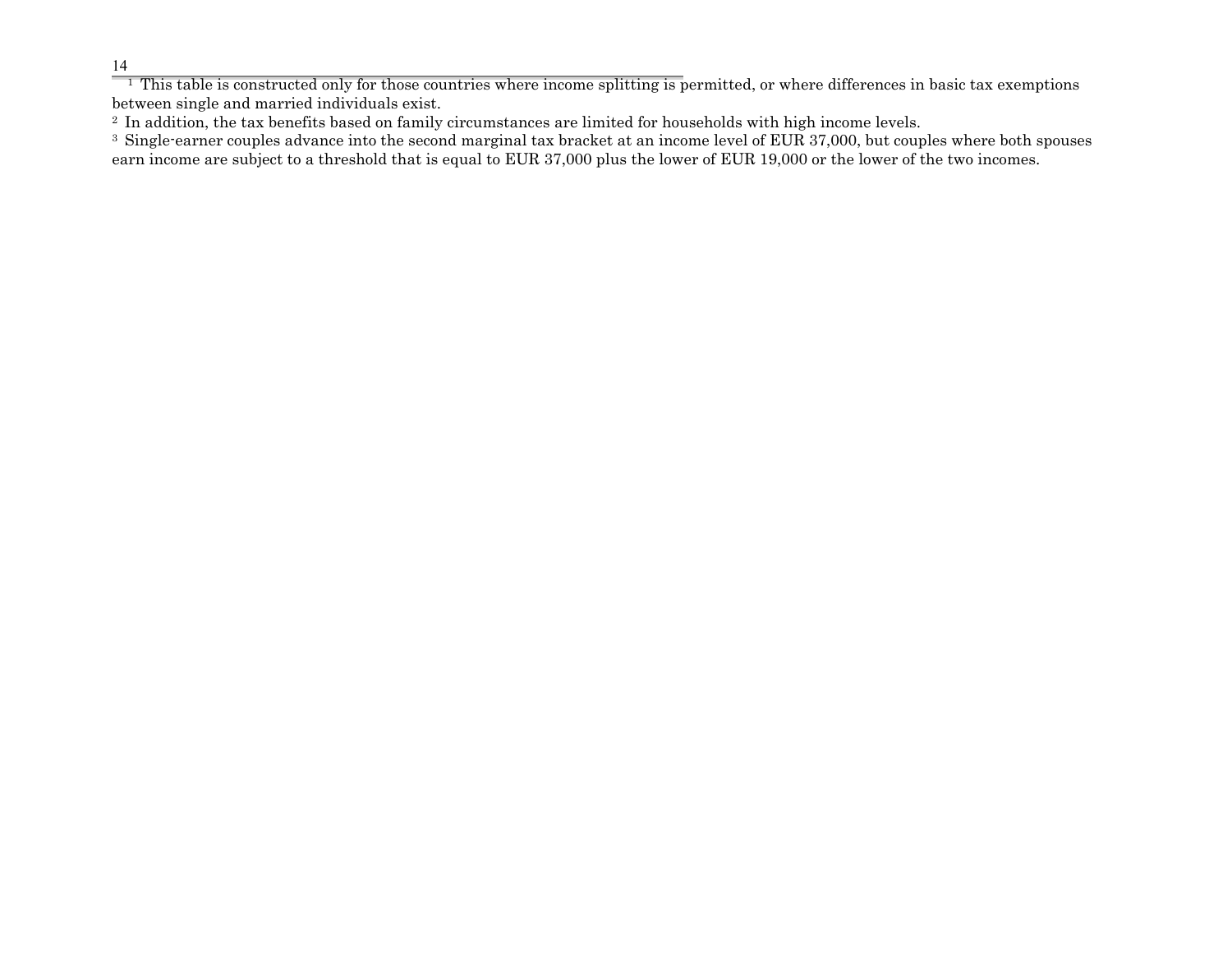[1] This table is constructed only for those countries where income splitting is permitted, or where differences in basic tax exemptions between single and married individuals exist.

[2] In addition, the tax benefits based on family circumstances are limited for households with high income levels.

[3] Single-earner couples advance into the second marginal tax bracket at an income level of EUR 37,000, but couples where both spouses earn income are subject to a threshold that is equal to EUR 37,000 plus the lower of EUR 19,000 or the lower of the two incomes.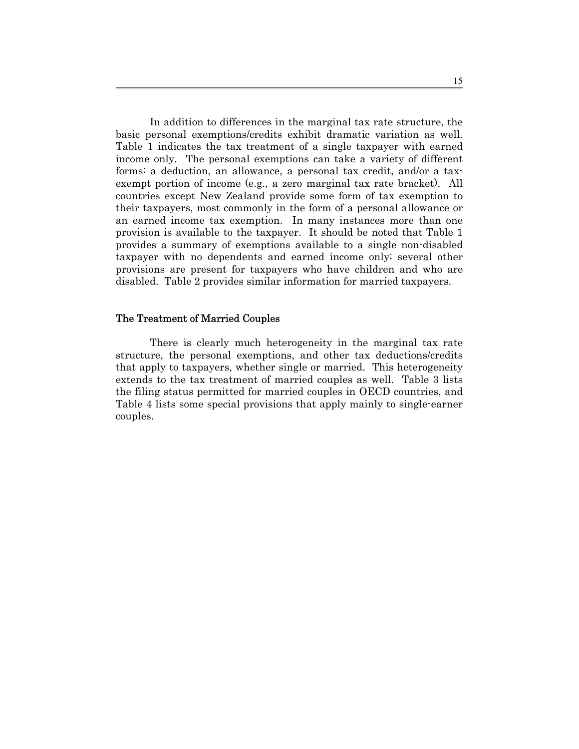In addition to differences in the marginal tax rate structure, the basic personal exemptions/credits exhibit dramatic variation as well. Table 1 indicates the tax treatment of a single taxpayer with earned income only. The personal exemptions can take a variety of different forms: a deduction, an allowance, a personal tax credit, and/or a tax-exempt portion of income (e.g., a zero marginal tax rate bracket). All countries except New Zealand provide some form of tax exemption to their taxpayers, most commonly in the form of a personal allowance or an earned income tax exemption. In many instances more than one provision is available to the taxpayer. It should be noted that Table 1 provides a summary of exemptions available to a single non-disabled taxpayer with no dependents and earned income only; several other provisions are present for taxpayers who have children and who are disabled. Table 2 provides similar information for married taxpayers.

### The Treatment of Married Couples

There is clearly much heterogeneity in the marginal tax rate structure, the personal exemptions, and other tax deductions/credits that apply to taxpayers, whether single or married. This heterogeneity extends to the tax treatment of married couples as well. Table 3 lists the filing status permitted for married couples in OECD countries, and Table 4 lists some special provisions that apply mainly to single-earner couples.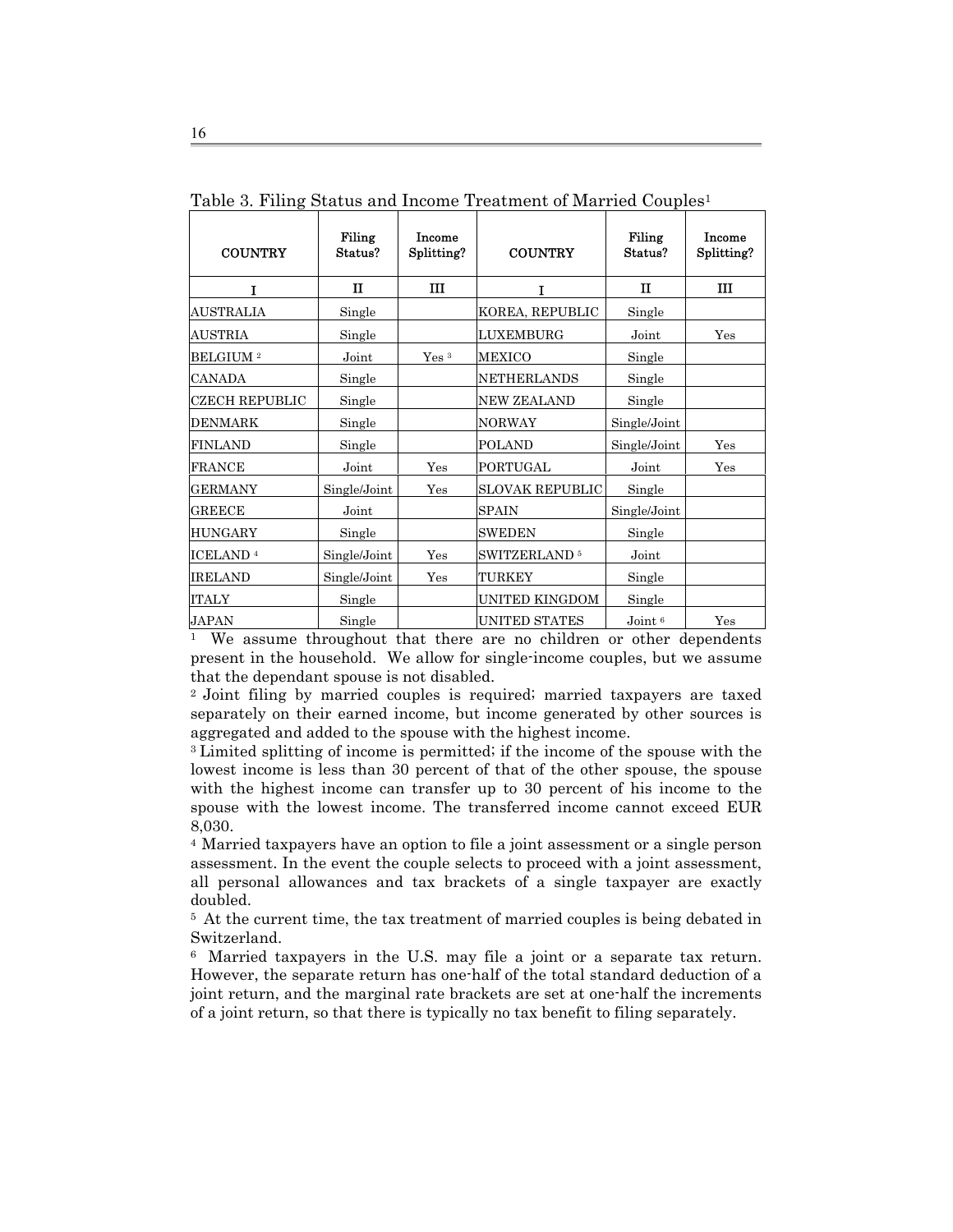Table 3. Filing Status and Income Treatment of Married Couples[1]

| COUNTRY | Filing Status? | Income Splitting? | COUNTRY | Filing Status? | Income Splitting? |
|---|---|---|---|---|---|
| I | II | III | I | II | III |
| AUSTRALIA | Single | | KOREA, REPUBLIC | Single | |
| AUSTRIA | Single | | LUXEMBURG | Joint | Yes |
| BELGIUM [2] | Joint | Yes [3] | MEXICO | Single | |
| CANADA | Single | | NETHERLANDS | Single | |
| CZECH REPUBLIC | Single | | NEW ZEALAND | Single | |
| DENMARK | Single | | NORWAY | Single/Joint | |
| FINLAND | Single | | POLAND | Single/Joint | Yes |
| FRANCE | Joint | Yes | PORTUGAL | Joint | Yes |
| GERMANY | Single/Joint | Yes | SLOVAK REPUBLIC | Single | |
| GREECE | Joint | | SPAIN | Single/Joint | |
| HUNGARY | Single | | SWEDEN | Single | |
| ICELAND [4] | Single/Joint | Yes | SWITZERLAND [5] | Joint | |
| IRELAND | Single/Joint | Yes | TURKEY | Single | |
| ITALY | Single | | UNITED KINGDOM | Single | |
| JAPAN | Single | | UNITED STATES | Joint [6] | Yes |

[1] We assume throughout that there are no children or other dependents present in the household. We allow for single-income couples, but we assume that the dependant spouse is not disabled.

[2] Joint filing by married couples is required; married taxpayers are taxed separately on their earned income, but income generated by other sources is aggregated and added to the spouse with the highest income.

[3] Limited splitting of income is permitted; if the income of the spouse with the lowest income is less than 30 percent of that of the other spouse, the spouse with the highest income can transfer up to 30 percent of his income to the spouse with the lowest income. The transferred income cannot exceed EUR 8,030.

[4] Married taxpayers have an option to file a joint assessment or a single person assessment. In the event the couple selects to proceed with a joint assessment, all personal allowances and tax brackets of a single taxpayer are exactly doubled.

[5] At the current time, the tax treatment of married couples is being debated in Switzerland.

[6] Married taxpayers in the U.S. may file a joint or a separate tax return. However, the separate return has one-half of the total standard deduction of a joint return, and the marginal rate brackets are set at one-half the increments of a joint return, so that there is typically no tax benefit to filing separately.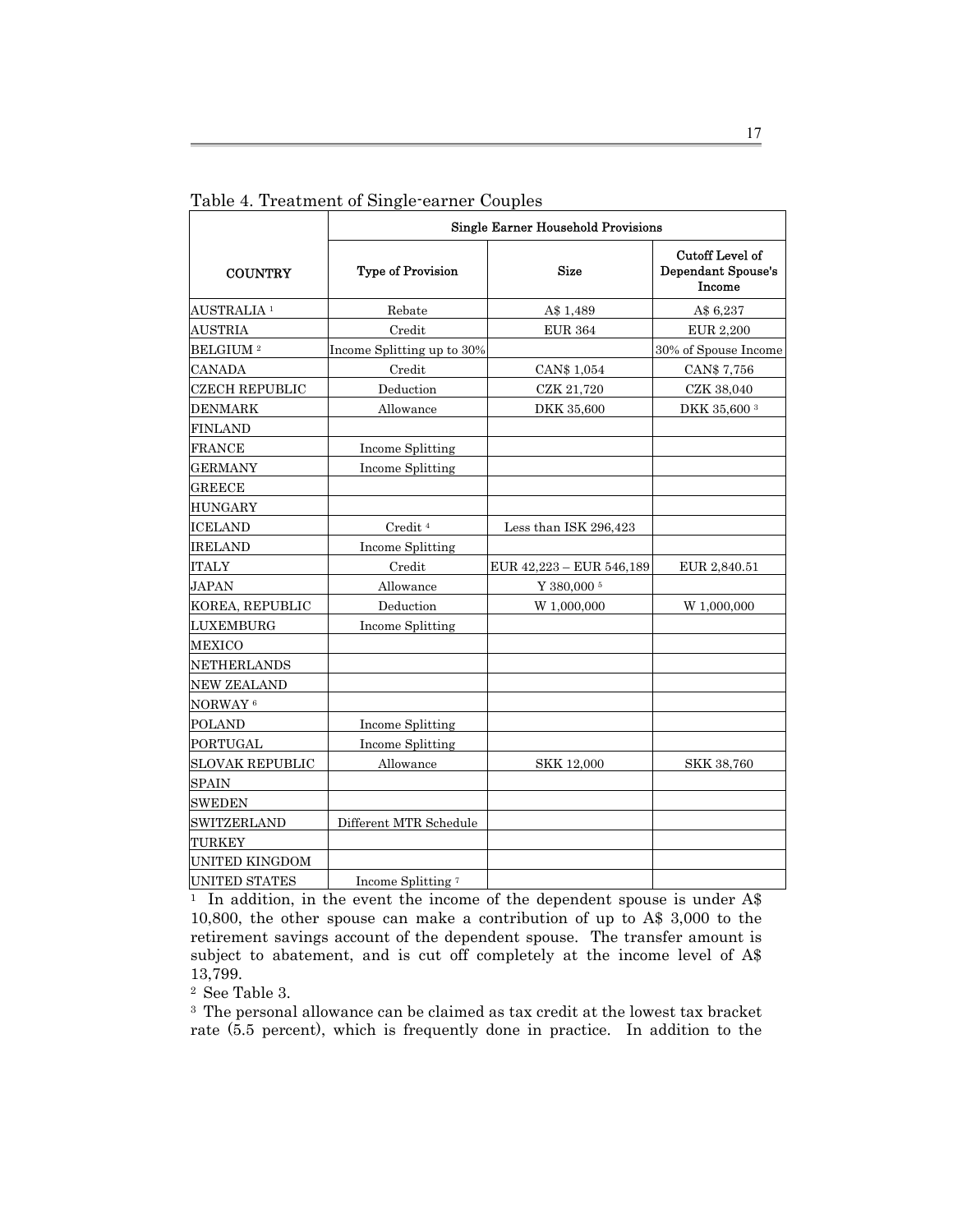Table 4. Treatment of Single-earner Couples

| COUNTRY | Single Earner Household Provisions | | |
|---|---|---|---|
| | Type of Provision | Size | Cutoff Level of Dependant Spouse's Income |
| AUSTRALIA [1] | Rebate | A$ 1,489 | A$ 6,237 |
| AUSTRIA | Credit | EUR 364 | EUR 2,200 |
| BELGIUM [2] | Income Splitting up to 30% | | 30% of Spouse Income |
| CANADA | Credit | CAN$ 1,054 | CAN$ 7,756 |
| CZECH REPUBLIC | Deduction | CZK 21,720 | CZK 38,040 |
| DENMARK | Allowance | DKK 35,600 | DKK 35,600 [3] |
| FINLAND | | | |
| FRANCE | Income Splitting | | |
| GERMANY | Income Splitting | | |
| GREECE | | | |
| HUNGARY | | | |
| ICELAND | Credit [4] | Less than ISK 296,423 | |
| IRELAND | Income Splitting | | |
| ITALY | Credit | EUR 42,223 – EUR 546,189 | EUR 2,840.51 |
| JAPAN | Allowance | Y 380,000 [5] | |
| KOREA, REPUBLIC | Deduction | W 1,000,000 | W 1,000,000 |
| LUXEMBURG | Income Splitting | | |
| MEXICO | | | |
| NETHERLANDS | | | |
| NEW ZEALAND | | | |
| NORWAY [6] | | | |
| POLAND | Income Splitting | | |
| PORTUGAL | Income Splitting | | |
| SLOVAK REPUBLIC | Allowance | SKK 12,000 | SKK 38,760 |
| SPAIN | | | |
| SWEDEN | | | |
| SWITZERLAND | Different MTR Schedule | | |
| TURKEY | | | |
| UNITED KINGDOM | | | |
| UNITED STATES | Income Splitting [7] | | |

[1] In addition, in the event the income of the dependent spouse is under A$ 10,800, the other spouse can make a contribution of up to A$ 3,000 to the retirement savings account of the dependent spouse. The transfer amount is subject to abatement, and is cut off completely at the income level of A$ 13,799.

[2] See Table 3.

[3] The personal allowance can be claimed as tax credit at the lowest tax bracket rate (5.5 percent), which is frequently done in practice. In addition to the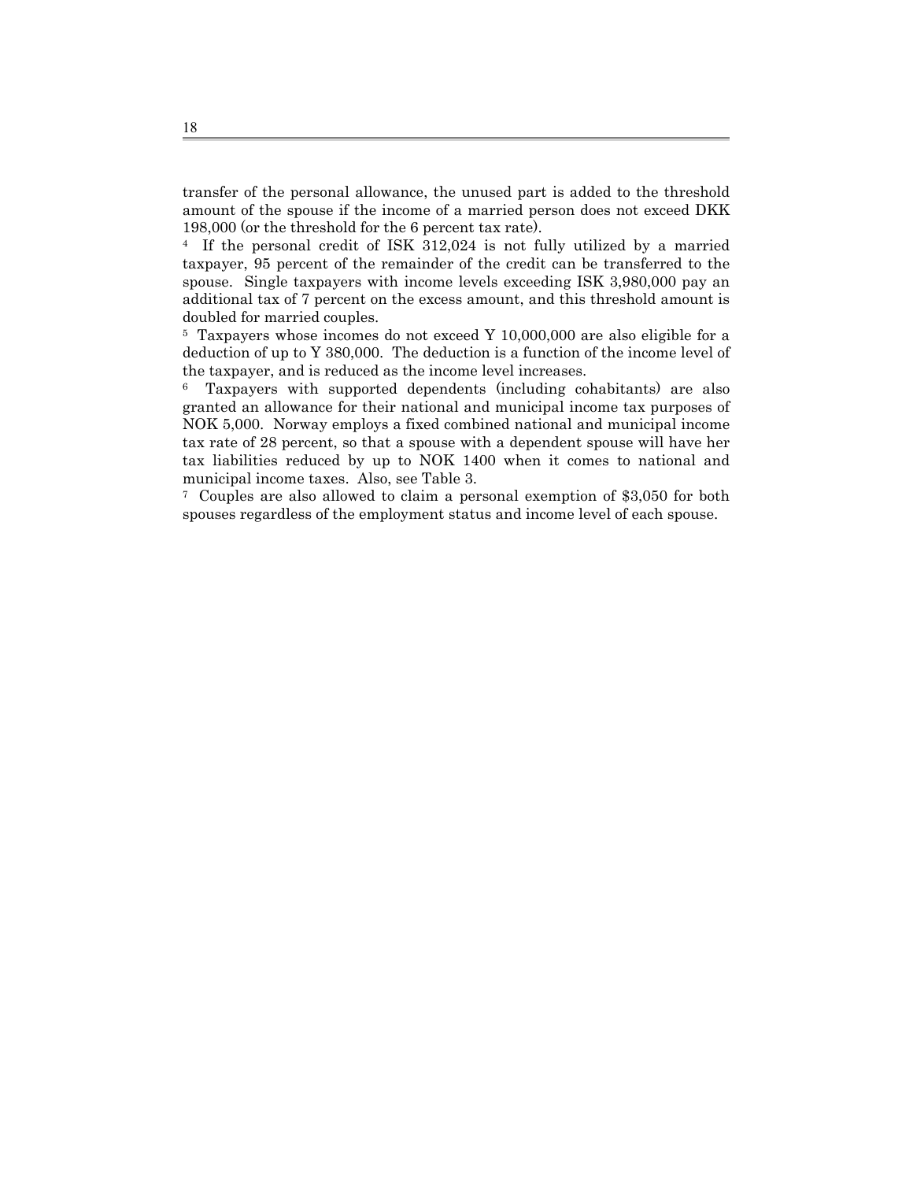transfer of the personal allowance, the unused part is added to the threshold amount of the spouse if the income of a married person does not exceed DKK 198,000 (or the threshold for the 6 percent tax rate).

[4] If the personal credit of ISK 312,024 is not fully utilized by a married taxpayer, 95 percent of the remainder of the credit can be transferred to the spouse. Single taxpayers with income levels exceeding ISK 3,980,000 pay an additional tax of 7 percent on the excess amount, and this threshold amount is doubled for married couples.

[5] Taxpayers whose incomes do not exceed Y 10,000,000 are also eligible for a deduction of up to Y 380,000. The deduction is a function of the income level of the taxpayer, and is reduced as the income level increases.

[6] Taxpayers with supported dependents (including cohabitants) are also granted an allowance for their national and municipal income tax purposes of NOK 5,000. Norway employs a fixed combined national and municipal income tax rate of 28 percent, so that a spouse with a dependent spouse will have her tax liabilities reduced by up to NOK 1400 when it comes to national and municipal income taxes. Also, see Table 3.

[7] Couples are also allowed to claim a personal exemption of $3,050 for both spouses regardless of the employment status and income level of each spouse.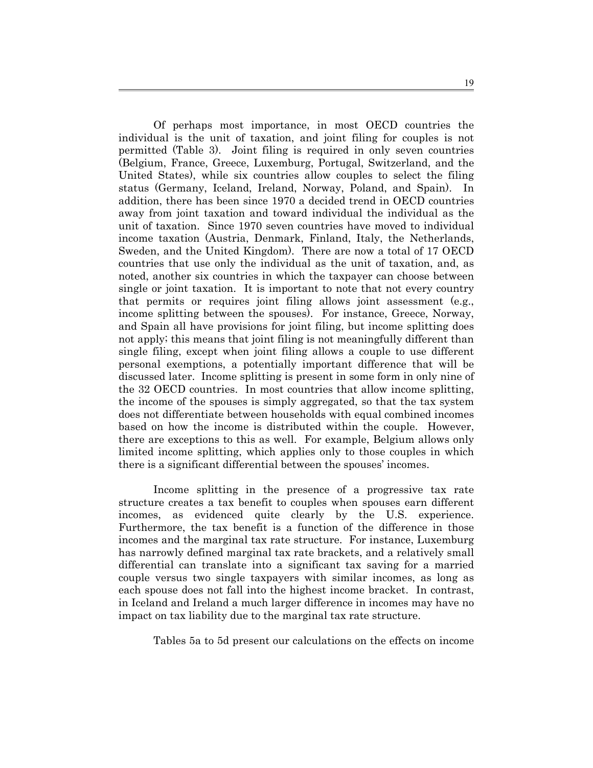Of perhaps most importance, in most OECD countries the individual is the unit of taxation, and joint filing for couples is not permitted (Table 3). Joint filing is required in only seven countries (Belgium, France, Greece, Luxemburg, Portugal, Switzerland, and the United States), while six countries allow couples to select the filing status (Germany, Iceland, Ireland, Norway, Poland, and Spain). In addition, there has been since 1970 a decided trend in OECD countries away from joint taxation and toward individual the individual as the unit of taxation. Since 1970 seven countries have moved to individual income taxation (Austria, Denmark, Finland, Italy, the Netherlands, Sweden, and the United Kingdom). There are now a total of 17 OECD countries that use only the individual as the unit of taxation, and, as noted, another six countries in which the taxpayer can choose between single or joint taxation. It is important to note that not every country that permits or requires joint filing allows joint assessment (e.g., income splitting between the spouses). For instance, Greece, Norway, and Spain all have provisions for joint filing, but income splitting does not apply; this means that joint filing is not meaningfully different than single filing, except when joint filing allows a couple to use different personal exemptions, a potentially important difference that will be discussed later. Income splitting is present in some form in only nine of the 32 OECD countries. In most countries that allow income splitting, the income of the spouses is simply aggregated, so that the tax system does not differentiate between households with equal combined incomes based on how the income is distributed within the couple. However, there are exceptions to this as well. For example, Belgium allows only limited income splitting, which applies only to those couples in which there is a significant differential between the spouses' incomes.

Income splitting in the presence of a progressive tax rate structure creates a tax benefit to couples when spouses earn different incomes, as evidenced quite clearly by the U.S. experience. Furthermore, the tax benefit is a function of the difference in those incomes and the marginal tax rate structure. For instance, Luxemburg has narrowly defined marginal tax rate brackets, and a relatively small differential can translate into a significant tax saving for a married couple versus two single taxpayers with similar incomes, as long as each spouse does not fall into the highest income bracket. In contrast, in Iceland and Ireland a much larger difference in incomes may have no impact on tax liability due to the marginal tax rate structure.

Tables 5a to 5d present our calculations on the effects on income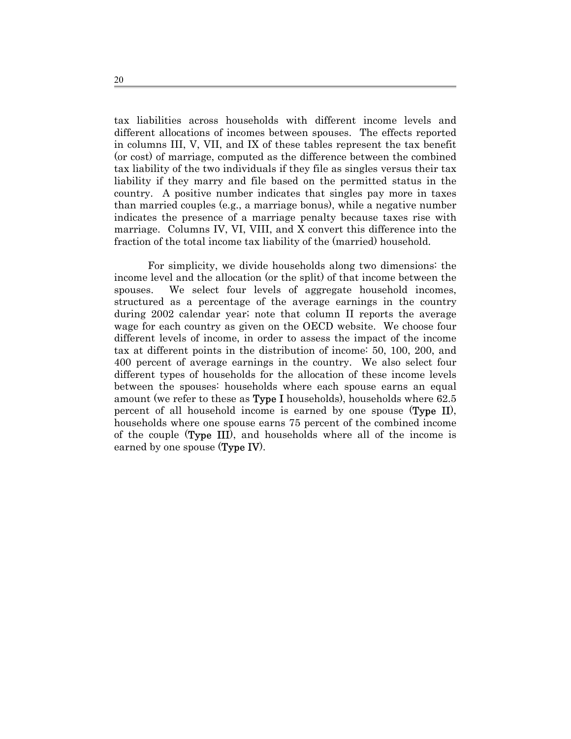tax liabilities across households with different income levels and different allocations of incomes between spouses. The effects reported in columns III, V, VII, and IX of these tables represent the tax benefit (or cost) of marriage, computed as the difference between the combined tax liability of the two individuals if they file as singles versus their tax liability if they marry and file based on the permitted status in the country. A positive number indicates that singles pay more in taxes than married couples (e.g., a marriage bonus), while a negative number indicates the presence of a marriage penalty because taxes rise with marriage. Columns IV, VI, VIII, and X convert this difference into the fraction of the total income tax liability of the (married) household.

For simplicity, we divide households along two dimensions: the income level and the allocation (or the split) of that income between the spouses. We select four levels of aggregate household incomes, structured as a percentage of the average earnings in the country during 2002 calendar year; note that column II reports the average wage for each country as given on the OECD website. We choose four different levels of income, in order to assess the impact of the income tax at different points in the distribution of income: 50, 100, 200, and 400 percent of average earnings in the country. We also select four different types of households for the allocation of these income levels between the spouses: households where each spouse earns an equal amount (we refer to these as **Type I** households), households where 62.5 percent of all household income is earned by one spouse (**Type II**), households where one spouse earns 75 percent of the combined income of the couple (**Type III**), and households where all of the income is earned by one spouse (**Type IV**).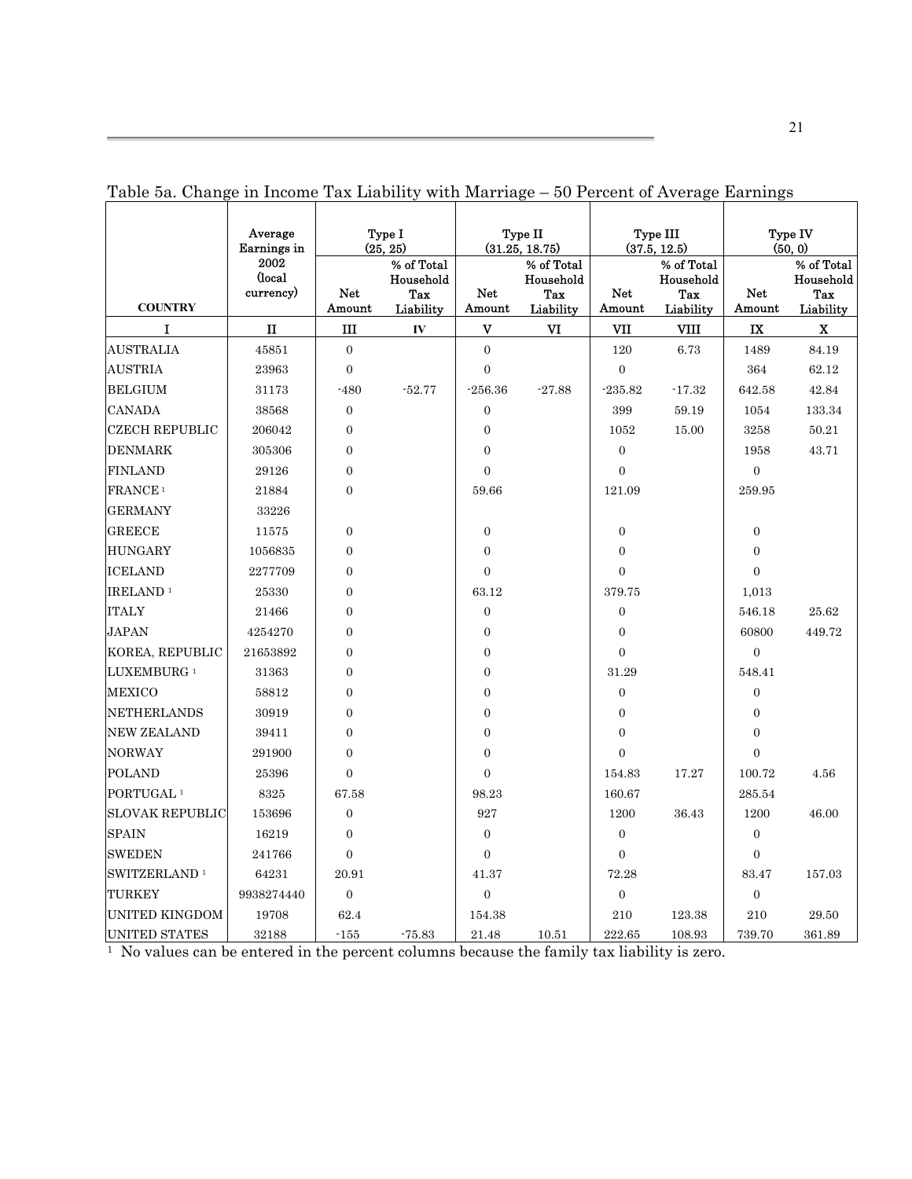Table 5a. Change in Income Tax Liability with Marriage – 50 Percent of Average Earnings

| COUNTRY | Average Earnings in 2002 (local currency) | Type I (25, 25) | | Type II (31.25, 18.75) | | Type III (37.5, 12.5) | | Type IV (50, 0) | |
|---|---|---|---|---|---|---|---|---|---|
| | | Net Amount | % of Total Household Tax Liability | Net Amount | % of Total Household Tax Liability | Net Amount | % of Total Household Tax Liability | Net Amount | % of Total Household Tax Liability |
| I | II | III | IV | V | VI | VII | VIII | IX | X |
| AUSTRALIA | 45851 | 0 | | 0 | | 120 | 6.73 | 1489 | 84.19 |
| AUSTRIA | 23963 | 0 | | 0 | | 0 | | 364 | 62.12 |
| BELGIUM | 31173 | -480 | -52.77 | -256.36 | -27.88 | -235.82 | -17.32 | 642.58 | 42.84 |
| CANADA | 38568 | 0 | | 0 | | 399 | 59.19 | 1054 | 133.34 |
| CZECH REPUBLIC | 206042 | 0 | | 0 | | 1052 | 15.00 | 3258 | 50.21 |
| DENMARK | 305306 | 0 | | 0 | | 0 | | 1958 | 43.71 |
| FINLAND | 29126 | 0 | | 0 | | 0 | | 0 | |
| FRANCE [1] | 21884 | 0 | | 59.66 | | 121.09 | | 259.95 | |
| GERMANY | 33226 | | | | | | | | |
| GREECE | 11575 | 0 | | 0 | | 0 | | 0 | |
| HUNGARY | 1056835 | 0 | | 0 | | 0 | | 0 | |
| ICELAND | 2277709 | 0 | | 0 | | 0 | | 0 | |
| IRELAND [1] | 25330 | 0 | | 63.12 | | 379.75 | | 1,013 | |
| ITALY | 21466 | 0 | | 0 | | 0 | | 546.18 | 25.62 |
| JAPAN | 4254270 | 0 | | 0 | | 0 | | 60800 | 449.72 |
| KOREA, REPUBLIC | 21653892 | 0 | | 0 | | 0 | | 0 | |
| LUXEMBURG [1] | 31363 | 0 | | 0 | | 31.29 | | 548.41 | |
| MEXICO | 58812 | 0 | | 0 | | 0 | | 0 | |
| NETHERLANDS | 30919 | 0 | | 0 | | 0 | | 0 | |
| NEW ZEALAND | 39411 | 0 | | 0 | | 0 | | 0 | |
| NORWAY | 291900 | 0 | | 0 | | 0 | | 0 | |
| POLAND | 25396 | 0 | | 0 | | 154.83 | 17.27 | 100.72 | 4.56 |
| PORTUGAL [1] | 8325 | 67.58 | | 98.23 | | 160.67 | | 285.54 | |
| SLOVAK REPUBLIC | 153696 | 0 | | 927 | | 1200 | 36.43 | 1200 | 46.00 |
| SPAIN | 16219 | 0 | | 0 | | 0 | | 0 | |
| SWEDEN | 241766 | 0 | | 0 | | 0 | | 0 | |
| SWITZERLAND [1] | 64231 | 20.91 | | 41.37 | | 72.28 | | 83.47 | 157.03 |
| TURKEY | 9938274440 | 0 | | 0 | | 0 | | 0 | |
| UNITED KINGDOM | 19708 | 62.4 | | 154.38 | | 210 | 123.38 | 210 | 29.50 |
| UNITED STATES | 32188 | -155 | -75.83 | 21.48 | 10.51 | 222.65 | 108.93 | 739.70 | 361.89 |

[1] No values can be entered in the percent columns because the family tax liability is zero.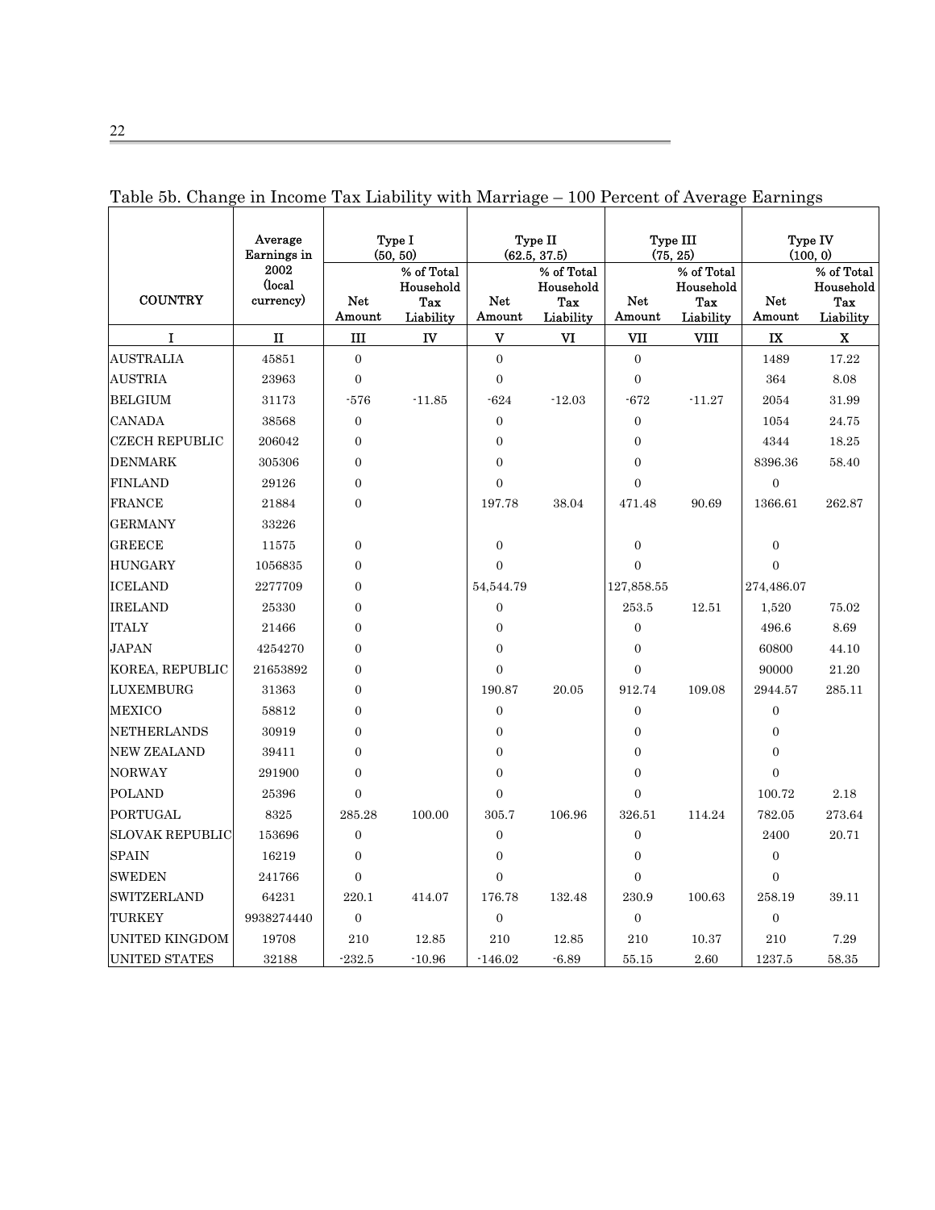Table 5b. Change in Income Tax Liability with Marriage – 100 Percent of Average Earnings

| COUNTRY | Average Earnings in 2002 (local currency) | Type I (50, 50) | | Type II (62.5, 37.5) | | Type III (75, 25) | | Type IV (100, 0) | |
|---|---|---|---|---|---|---|---|---|---|
| | | Net Amount | % of Total Household Tax Liability | Net Amount | % of Total Household Tax Liability | Net Amount | % of Total Household Tax Liability | Net Amount | % of Total Household Tax Liability |
| I | II | III | IV | V | VI | VII | VIII | IX | X |
| AUSTRALIA | 45851 | 0 | | 0 | | 0 | | 1489 | 17.22 |
| AUSTRIA | 23963 | 0 | | 0 | | 0 | | 364 | 8.08 |
| BELGIUM | 31173 | -576 | -11.85 | -624 | -12.03 | -672 | -11.27 | 2054 | 31.99 |
| CANADA | 38568 | 0 | | 0 | | 0 | | 1054 | 24.75 |
| CZECH REPUBLIC | 206042 | 0 | | 0 | | 0 | | 4344 | 18.25 |
| DENMARK | 305306 | 0 | | 0 | | 0 | | 8396.36 | 58.40 |
| FINLAND | 29126 | 0 | | 0 | | 0 | | 0 | |
| FRANCE | 21884 | 0 | | 197.78 | 38.04 | 471.48 | 90.69 | 1366.61 | 262.87 |
| GERMANY | 33226 | | | | | | | | |
| GREECE | 11575 | 0 | | 0 | | 0 | | 0 | |
| HUNGARY | 1056835 | 0 | | 0 | | 0 | | 0 | |
| ICELAND | 2277709 | 0 | | 54,544.79 | | 127,858.55 | | 274,486.07 | |
| IRELAND | 25330 | 0 | | 0 | | 253.5 | 12.51 | 1,520 | 75.02 |
| ITALY | 21466 | 0 | | 0 | | 0 | | 496.6 | 8.69 |
| JAPAN | 4254270 | 0 | | 0 | | 0 | | 60800 | 44.10 |
| KOREA, REPUBLIC | 21653892 | 0 | | 0 | | 0 | | 90000 | 21.20 |
| LUXEMBURG | 31363 | 0 | | 190.87 | 20.05 | 912.74 | 109.08 | 2944.57 | 285.11 |
| MEXICO | 58812 | 0 | | 0 | | 0 | | 0 | |
| NETHERLANDS | 30919 | 0 | | 0 | | 0 | | 0 | |
| NEW ZEALAND | 39411 | 0 | | 0 | | 0 | | 0 | |
| NORWAY | 291900 | 0 | | 0 | | 0 | | 0 | |
| POLAND | 25396 | 0 | | 0 | | 0 | | 100.72 | 2.18 |
| PORTUGAL | 8325 | 285.28 | 100.00 | 305.7 | 106.96 | 326.51 | 114.24 | 782.05 | 273.64 |
| SLOVAK REPUBLIC | 153696 | 0 | | 0 | | 0 | | 2400 | 20.71 |
| SPAIN | 16219 | 0 | | 0 | | 0 | | 0 | |
| SWEDEN | 241766 | 0 | | 0 | | 0 | | 0 | |
| SWITZERLAND | 64231 | 220.1 | 414.07 | 176.78 | 132.48 | 230.9 | 100.63 | 258.19 | 39.11 |
| TURKEY | 9938274440 | 0 | | 0 | | 0 | | 0 | |
| UNITED KINGDOM | 19708 | 210 | 12.85 | 210 | 12.85 | 210 | 10.37 | 210 | 7.29 |
| UNITED STATES | 32188 | -232.5 | -10.96 | -146.02 | -6.89 | 55.15 | 2.60 | 1237.5 | 58.35 |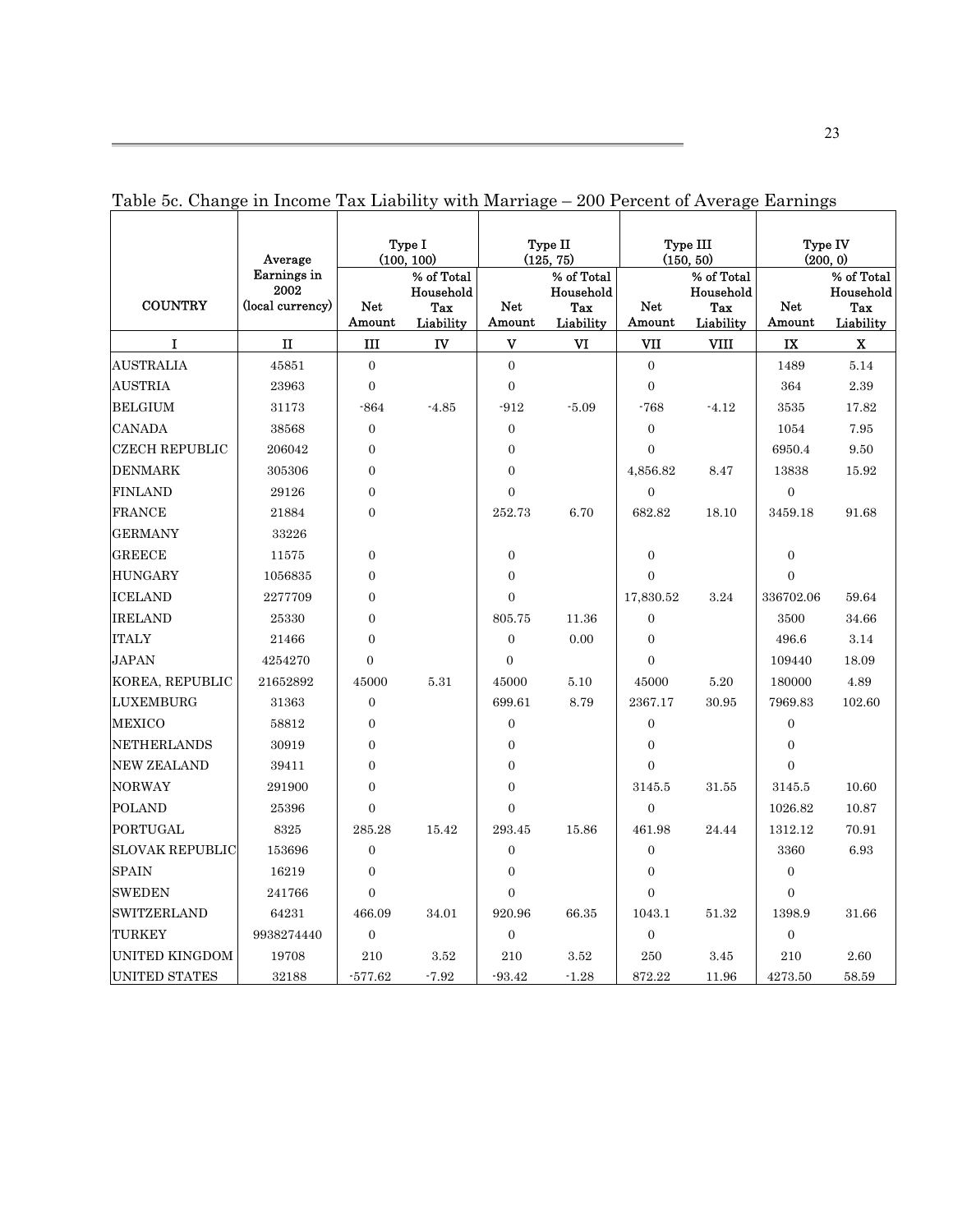Table 5c. Change in Income Tax Liability with Marriage – 200 Percent of Average Earnings

| COUNTRY | Average Earnings in 2002 (local currency) | Type I (100, 100) | | Type II (125, 75) | | Type III (150, 50) | | Type IV (200, 0) | |
|---|---|---|---|---|---|---|---|---|---|
| | | Net Amount | % of Total Household Tax Liability | Net Amount | % of Total Household Tax Liability | Net Amount | % of Total Household Tax Liability | Net Amount | % of Total Household Tax Liability |
| I | II | III | IV | V | VI | VII | VIII | IX | X |
| AUSTRALIA | 45851 | 0 | | 0 | | 0 | | 1489 | 5.14 |
| AUSTRIA | 23963 | 0 | | 0 | | 0 | | 364 | 2.39 |
| BELGIUM | 31173 | -864 | -4.85 | -912 | -5.09 | -768 | -4.12 | 3535 | 17.82 |
| CANADA | 38568 | 0 | | 0 | | 0 | | 1054 | 7.95 |
| CZECH REPUBLIC | 206042 | 0 | | 0 | | 0 | | 6950.4 | 9.50 |
| DENMARK | 305306 | 0 | | 0 | | 4,856.82 | 8.47 | 13838 | 15.92 |
| FINLAND | 29126 | 0 | | 0 | | 0 | | 0 | |
| FRANCE | 21884 | 0 | | 252.73 | 6.70 | 682.82 | 18.10 | 3459.18 | 91.68 |
| GERMANY | 33226 | | | | | | | | |
| GREECE | 11575 | 0 | | 0 | | 0 | | 0 | |
| HUNGARY | 1056835 | 0 | | 0 | | 0 | | 0 | |
| ICELAND | 2277709 | 0 | | 0 | | 17,830.52 | 3.24 | 336702.06 | 59.64 |
| IRELAND | 25330 | 0 | | 805.75 | 11.36 | 0 | | 3500 | 34.66 |
| ITALY | 21466 | 0 | | 0 | 0.00 | 0 | | 496.6 | 3.14 |
| JAPAN | 4254270 | 0 | | 0 | | 0 | | 109440 | 18.09 |
| KOREA, REPUBLIC | 21652892 | 45000 | 5.31 | 45000 | 5.10 | 45000 | 5.20 | 180000 | 4.89 |
| LUXEMBURG | 31363 | 0 | | 699.61 | 8.79 | 2367.17 | 30.95 | 7969.83 | 102.60 |
| MEXICO | 58812 | 0 | | 0 | | 0 | | 0 | |
| NETHERLANDS | 30919 | 0 | | 0 | | 0 | | 0 | |
| NEW ZEALAND | 39411 | 0 | | 0 | | 0 | | 0 | |
| NORWAY | 291900 | 0 | | 0 | | 3145.5 | 31.55 | 3145.5 | 10.60 |
| POLAND | 25396 | 0 | | 0 | | 0 | | 1026.82 | 10.87 |
| PORTUGAL | 8325 | 285.28 | 15.42 | 293.45 | 15.86 | 461.98 | 24.44 | 1312.12 | 70.91 |
| SLOVAK REPUBLIC | 153696 | 0 | | 0 | | 0 | | 3360 | 6.93 |
| SPAIN | 16219 | 0 | | 0 | | 0 | | 0 | |
| SWEDEN | 241766 | 0 | | 0 | | 0 | | 0 | |
| SWITZERLAND | 64231 | 466.09 | 34.01 | 920.96 | 66.35 | 1043.1 | 51.32 | 1398.9 | 31.66 |
| TURKEY | 9938274440 | 0 | | 0 | | 0 | | 0 | |
| UNITED KINGDOM | 19708 | 210 | 3.52 | 210 | 3.52 | 250 | 3.45 | 210 | 2.60 |
| UNITED STATES | 32188 | -577.62 | -7.92 | -93.42 | -1.28 | 872.22 | 11.96 | 4273.50 | 58.59 |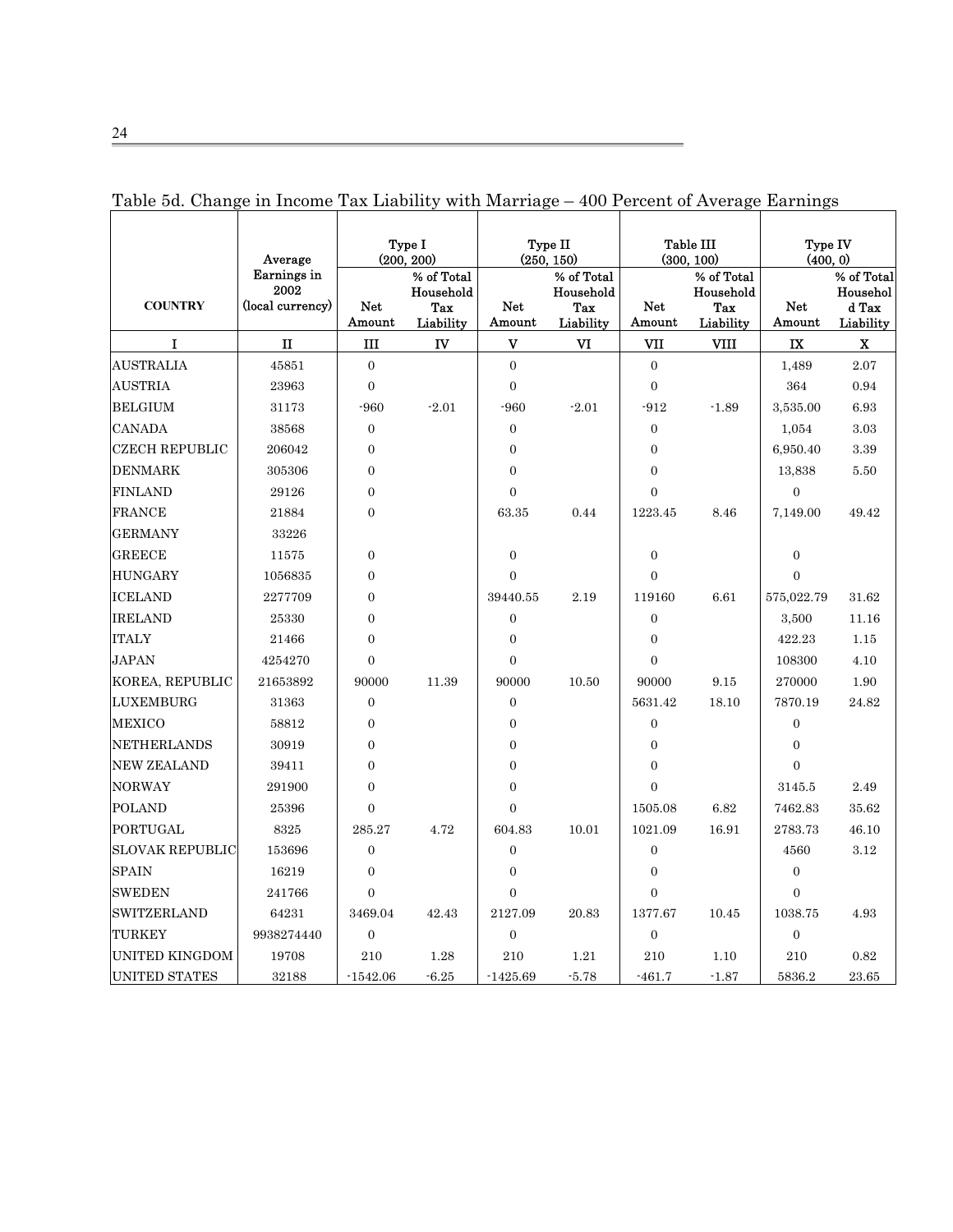Table 5d. Change in Income Tax Liability with Marriage – 400 Percent of Average Earnings

| COUNTRY | Average Earnings in 2002 (local currency) | Type I (200, 200) | | Type II (250, 150) | | Table III (300, 100) | | Type IV (400, 0) | |
|---|---|---|---|---|---|---|---|---|---|
| | | Net Amount | % of Total Household Tax Liability | Net Amount | % of Total Household Tax Liability | Net Amount | % of Total Household Tax Liability | Net Amount | % of Total Househol d Tax Liability |
| I | II | III | IV | V | VI | VII | VIII | IX | X |
| AUSTRALIA | 45851 | 0 | | 0 | | 0 | | 1,489 | 2.07 |
| AUSTRIA | 23963 | 0 | | 0 | | 0 | | 364 | 0.94 |
| BELGIUM | 31173 | -960 | -2.01 | -960 | -2.01 | -912 | -1.89 | 3,535.00 | 6.93 |
| CANADA | 38568 | 0 | | 0 | | 0 | | 1,054 | 3.03 |
| CZECH REPUBLIC | 206042 | 0 | | 0 | | 0 | | 6,950.40 | 3.39 |
| DENMARK | 305306 | 0 | | 0 | | 0 | | 13,838 | 5.50 |
| FINLAND | 29126 | 0 | | 0 | | 0 | | 0 | |
| FRANCE | 21884 | 0 | | 63.35 | 0.44 | 1223.45 | 8.46 | 7,149.00 | 49.42 |
| GERMANY | 33226 | | | | | | | | |
| GREECE | 11575 | 0 | | 0 | | 0 | | 0 | |
| HUNGARY | 1056835 | 0 | | 0 | | 0 | | 0 | |
| ICELAND | 2277709 | 0 | | 39440.55 | 2.19 | 119160 | 6.61 | 575,022.79 | 31.62 |
| IRELAND | 25330 | 0 | | 0 | | 0 | | 3,500 | 11.16 |
| ITALY | 21466 | 0 | | 0 | | 0 | | 422.23 | 1.15 |
| JAPAN | 4254270 | 0 | | 0 | | 0 | | 108300 | 4.10 |
| KOREA, REPUBLIC | 21653892 | 90000 | 11.39 | 90000 | 10.50 | 90000 | 9.15 | 270000 | 1.90 |
| LUXEMBURG | 31363 | 0 | | 0 | | 5631.42 | 18.10 | 7870.19 | 24.82 |
| MEXICO | 58812 | 0 | | 0 | | 0 | | 0 | |
| NETHERLANDS | 30919 | 0 | | 0 | | 0 | | 0 | |
| NEW ZEALAND | 39411 | 0 | | 0 | | 0 | | 0 | |
| NORWAY | 291900 | 0 | | 0 | | 0 | | 3145.5 | 2.49 |
| POLAND | 25396 | 0 | | 0 | | 1505.08 | 6.82 | 7462.83 | 35.62 |
| PORTUGAL | 8325 | 285.27 | 4.72 | 604.83 | 10.01 | 1021.09 | 16.91 | 2783.73 | 46.10 |
| SLOVAK REPUBLIC | 153696 | 0 | | 0 | | 0 | | 4560 | 3.12 |
| SPAIN | 16219 | 0 | | 0 | | 0 | | 0 | |
| SWEDEN | 241766 | 0 | | 0 | | 0 | | 0 | |
| SWITZERLAND | 64231 | 3469.04 | 42.43 | 2127.09 | 20.83 | 1377.67 | 10.45 | 1038.75 | 4.93 |
| TURKEY | 9938274440 | 0 | | 0 | | 0 | | 0 | |
| UNITED KINGDOM | 19708 | 210 | 1.28 | 210 | 1.21 | 210 | 1.10 | 210 | 0.82 |
| UNITED STATES | 32188 | -1542.06 | -6.25 | -1425.69 | -5.78 | -461.7 | -1.87 | 5836.2 | 23.65 |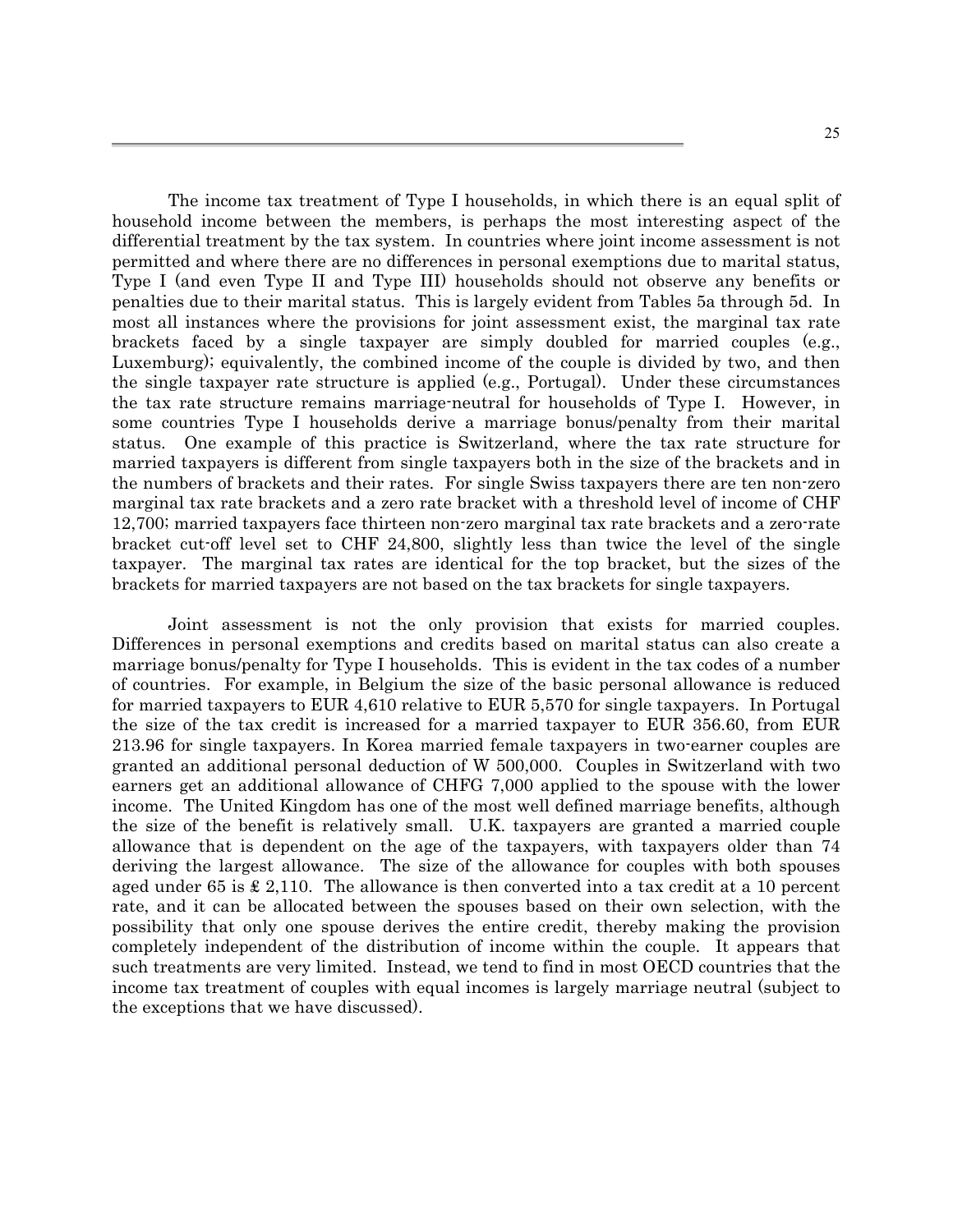The income tax treatment of Type I households, in which there is an equal split of household income between the members, is perhaps the most interesting aspect of the differential treatment by the tax system. In countries where joint income assessment is not permitted and where there are no differences in personal exemptions due to marital status, Type I (and even Type II and Type III) households should not observe any benefits or penalties due to their marital status. This is largely evident from Tables 5a through 5d. In most all instances where the provisions for joint assessment exist, the marginal tax rate brackets faced by a single taxpayer are simply doubled for married couples (e.g., Luxemburg); equivalently, the combined income of the couple is divided by two, and then the single taxpayer rate structure is applied (e.g., Portugal). Under these circumstances the tax rate structure remains marriage-neutral for households of Type I. However, in some countries Type I households derive a marriage bonus/penalty from their marital status. One example of this practice is Switzerland, where the tax rate structure for married taxpayers is different from single taxpayers both in the size of the brackets and in the numbers of brackets and their rates. For single Swiss taxpayers there are ten non-zero marginal tax rate brackets and a zero rate bracket with a threshold level of income of CHF 12,700; married taxpayers face thirteen non-zero marginal tax rate brackets and a zero-rate bracket cut-off level set to CHF 24,800, slightly less than twice the level of the single taxpayer. The marginal tax rates are identical for the top bracket, but the sizes of the brackets for married taxpayers are not based on the tax brackets for single taxpayers.

Joint assessment is not the only provision that exists for married couples. Differences in personal exemptions and credits based on marital status can also create a marriage bonus/penalty for Type I households. This is evident in the tax codes of a number of countries. For example, in Belgium the size of the basic personal allowance is reduced for married taxpayers to EUR 4,610 relative to EUR 5,570 for single taxpayers. In Portugal the size of the tax credit is increased for a married taxpayer to EUR 356.60, from EUR 213.96 for single taxpayers. In Korea married female taxpayers in two-earner couples are granted an additional personal deduction of W 500,000. Couples in Switzerland with two earners get an additional allowance of CHFG 7,000 applied to the spouse with the lower income. The United Kingdom has one of the most well defined marriage benefits, although the size of the benefit is relatively small. U.K. taxpayers are granted a married couple allowance that is dependent on the age of the taxpayers, with taxpayers older than 74 deriving the largest allowance. The size of the allowance for couples with both spouses aged under 65 is £ 2,110. The allowance is then converted into a tax credit at a 10 percent rate, and it can be allocated between the spouses based on their own selection, with the possibility that only one spouse derives the entire credit, thereby making the provision completely independent of the distribution of income within the couple. It appears that such treatments are very limited. Instead, we tend to find in most OECD countries that the income tax treatment of couples with equal incomes is largely marriage neutral (subject to the exceptions that we have discussed).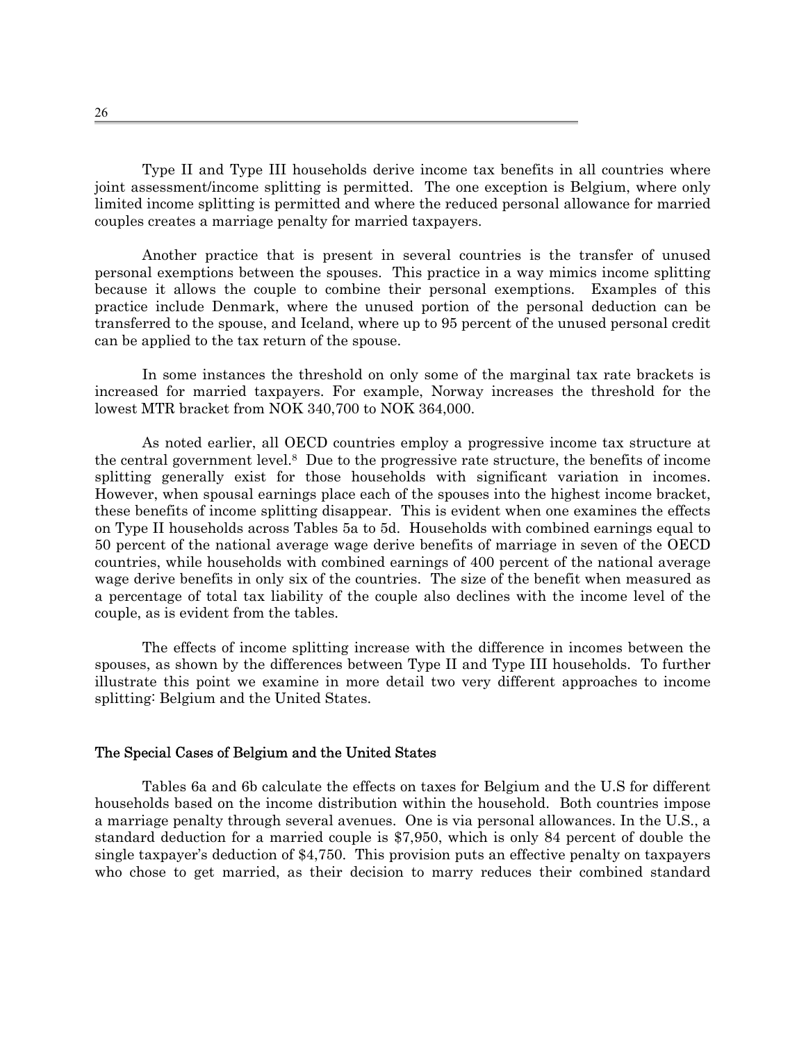Type II and Type III households derive income tax benefits in all countries where joint assessment/income splitting is permitted. The one exception is Belgium, where only limited income splitting is permitted and where the reduced personal allowance for married couples creates a marriage penalty for married taxpayers.

Another practice that is present in several countries is the transfer of unused personal exemptions between the spouses. This practice in a way mimics income splitting because it allows the couple to combine their personal exemptions. Examples of this practice include Denmark, where the unused portion of the personal deduction can be transferred to the spouse, and Iceland, where up to 95 percent of the unused personal credit can be applied to the tax return of the spouse.

In some instances the threshold on only some of the marginal tax rate brackets is increased for married taxpayers. For example, Norway increases the threshold for the lowest MTR bracket from NOK 340,700 to NOK 364,000.

As noted earlier, all OECD countries employ a progressive income tax structure at the central government level.[8] Due to the progressive rate structure, the benefits of income splitting generally exist for those households with significant variation in incomes. However, when spousal earnings place each of the spouses into the highest income bracket, these benefits of income splitting disappear. This is evident when one examines the effects on Type II households across Tables 5a to 5d. Households with combined earnings equal to 50 percent of the national average wage derive benefits of marriage in seven of the OECD countries, while households with combined earnings of 400 percent of the national average wage derive benefits in only six of the countries. The size of the benefit when measured as a percentage of total tax liability of the couple also declines with the income level of the couple, as is evident from the tables.

The effects of income splitting increase with the difference in incomes between the spouses, as shown by the differences between Type II and Type III households. To further illustrate this point we examine in more detail two very different approaches to income splitting: Belgium and the United States.

### The Special Cases of Belgium and the United States

Tables 6a and 6b calculate the effects on taxes for Belgium and the U.S for different households based on the income distribution within the household. Both countries impose a marriage penalty through several avenues. One is via personal allowances. In the U.S., a standard deduction for a married couple is $7,950, which is only 84 percent of double the single taxpayer's deduction of $4,750. This provision puts an effective penalty on taxpayers who chose to get married, as their decision to marry reduces their combined standard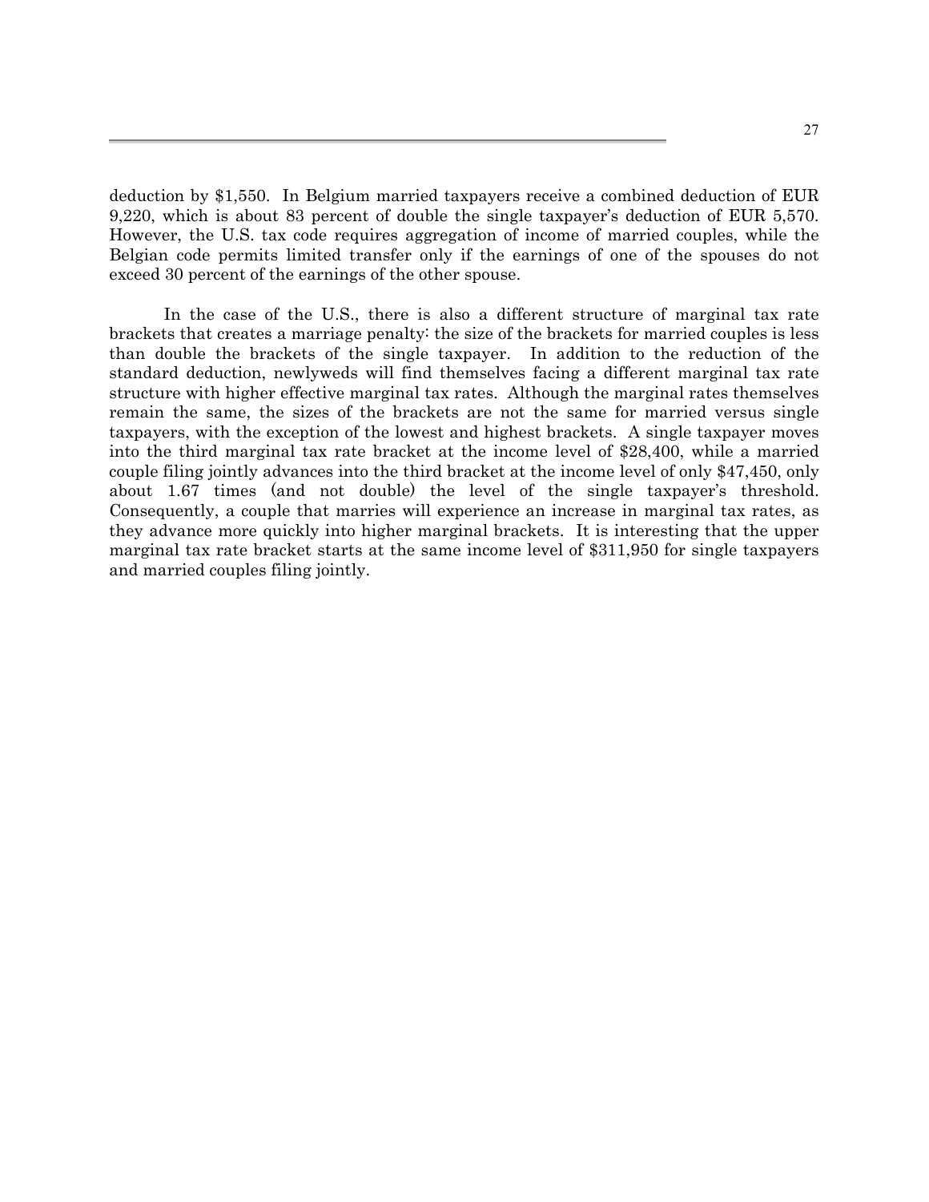deduction by $1,550. In Belgium married taxpayers receive a combined deduction of EUR 9,220, which is about 83 percent of double the single taxpayer's deduction of EUR 5,570. However, the U.S. tax code requires aggregation of income of married couples, while the Belgian code permits limited transfer only if the earnings of one of the spouses do not exceed 30 percent of the earnings of the other spouse.

In the case of the U.S., there is also a different structure of marginal tax rate brackets that creates a marriage penalty: the size of the brackets for married couples is less than double the brackets of the single taxpayer. In addition to the reduction of the standard deduction, newlyweds will find themselves facing a different marginal tax rate structure with higher effective marginal tax rates. Although the marginal rates themselves remain the same, the sizes of the brackets are not the same for married versus single taxpayers, with the exception of the lowest and highest brackets. A single taxpayer moves into the third marginal tax rate bracket at the income level of $28,400, while a married couple filing jointly advances into the third bracket at the income level of only $47,450, only about 1.67 times (and not double) the level of the single taxpayer's threshold. Consequently, a couple that marries will experience an increase in marginal tax rates, as they advance more quickly into higher marginal brackets. It is interesting that the upper marginal tax rate bracket starts at the same income level of $311,950 for single taxpayers and married couples filing jointly.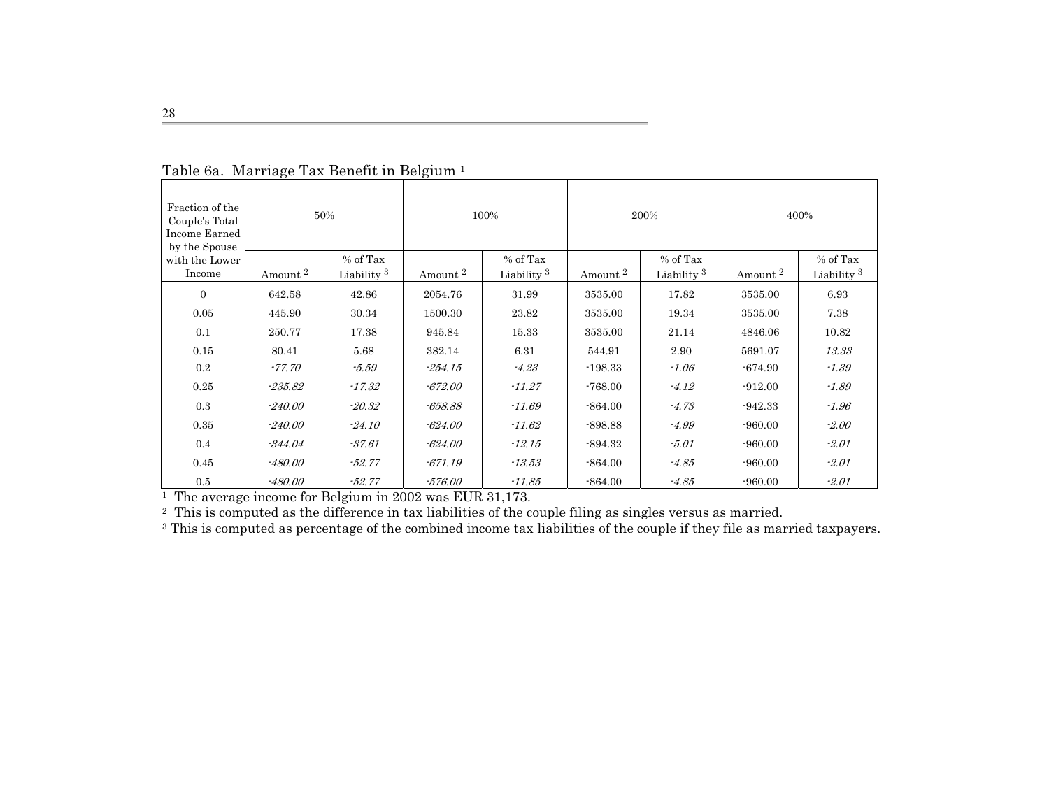Table 6a. Marriage Tax Benefit in Belgium [1]

| Fraction of the Couple's Total Income Earned by the Spouse with the Lower Income | 50% | | 100% | | 200% | | 400% | |
|---|---|---|---|---|---|---|---|---|
| | Amount [2] | % of Tax Liability [3] | Amount [2] | % of Tax Liability [3] | Amount [2] | % of Tax Liability [3] | Amount [2] | % of Tax Liability [3] |
| 0 | 642.58 | 42.86 | 2054.76 | 31.99 | 3535.00 | 17.82 | 3535.00 | 6.93 |
| 0.05 | 445.90 | 30.34 | 1500.30 | 23.82 | 3535.00 | 19.34 | 3535.00 | 7.38 |
| 0.1 | 250.77 | 17.38 | 945.84 | 15.33 | 3535.00 | 21.14 | 4846.06 | 10.82 |
| 0.15 | 80.41 | 5.68 | 382.14 | 6.31 | 544.91 | 2.90 | 5691.07 | *13.33* |
| 0.2 | *-77.70* | *-5.59* | *-254.15* | *-4.23* | -198.33 | *-1.06* | -674.90 | *-1.39* |
| 0.25 | *-235.82* | *-17.32* | *-672.00* | *-11.27* | -768.00 | *-4.12* | -912.00 | *-1.89* |
| 0.3 | *-240.00* | *-20.32* | *-658.88* | *-11.69* | -864.00 | *-4.73* | -942.33 | *-1.96* |
| 0.35 | *-240.00* | *-24.10* | *-624.00* | *-11.62* | -898.88 | *-4.99* | -960.00 | *-2.00* |
| 0.4 | *-344.04* | *-37.61* | *-624.00* | *-12.15* | -894.32 | *-5.01* | -960.00 | *-2.01* |
| 0.45 | *-480.00* | *-52.77* | *-671.19* | *-13.53* | -864.00 | *-4.85* | -960.00 | *-2.01* |
| 0.5 | *-480.00* | *-52.77* | *-576.00* | *-11.85* | -864.00 | *-4.85* | -960.00 | *-2.01* |

[1] The average income for Belgium in 2002 was EUR 31,173.

[2] This is computed as the difference in tax liabilities of the couple filing as singles versus as married.

[3] This is computed as percentage of the combined income tax liabilities of the couple if they file as married taxpayers.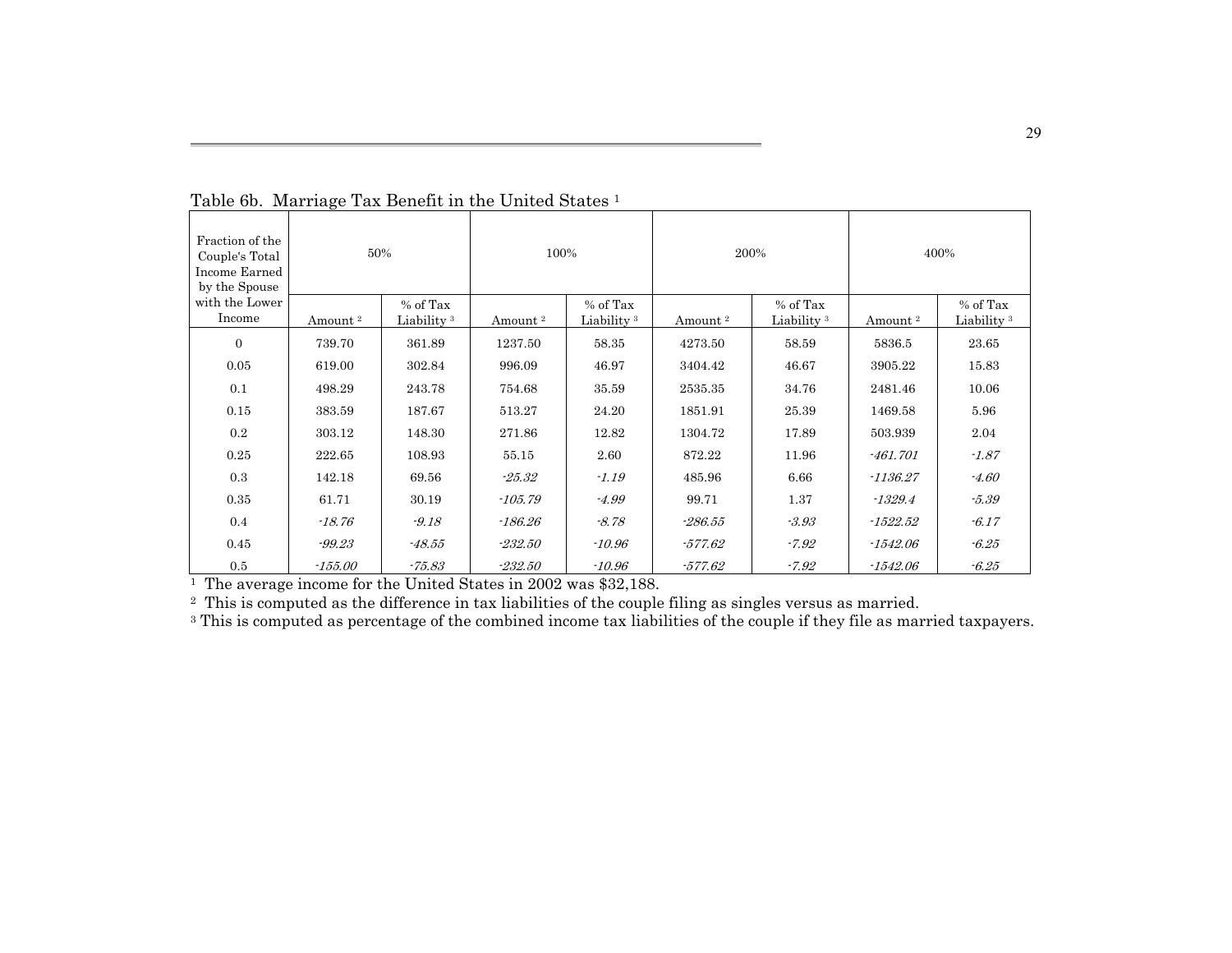Table 6b. Marriage Tax Benefit in the United States [1]

| Fraction of the Couple's Total Income Earned by the Spouse with the Lower Income | 50% | | 100% | | 200% | | 400% | |
|---|---|---|---|---|---|---|---|---|
| | Amount [2] | % of Tax Liability [3] | Amount [2] | % of Tax Liability [3] | Amount [2] | % of Tax Liability [3] | Amount [2] | % of Tax Liability [3] |
| 0 | 739.70 | 361.89 | 1237.50 | 58.35 | 4273.50 | 58.59 | 5836.5 | 23.65 |
| 0.05 | 619.00 | 302.84 | 996.09 | 46.97 | 3404.42 | 46.67 | 3905.22 | 15.83 |
| 0.1 | 498.29 | 243.78 | 754.68 | 35.59 | 2535.35 | 34.76 | 2481.46 | 10.06 |
| 0.15 | 383.59 | 187.67 | 513.27 | 24.20 | 1851.91 | 25.39 | 1469.58 | 5.96 |
| 0.2 | 303.12 | 148.30 | 271.86 | 12.82 | 1304.72 | 17.89 | 503.939 | 2.04 |
| 0.25 | 222.65 | 108.93 | 55.15 | 2.60 | 872.22 | 11.96 | *-461.701* | *-1.87* |
| 0.3 | 142.18 | 69.56 | *-25.32* | *-1.19* | 485.96 | 6.66 | *-1136.27* | *-4.60* |
| 0.35 | 61.71 | 30.19 | *-105.79* | *-4.99* | 99.71 | 1.37 | *-1329.4* | *-5.39* |
| 0.4 | *-18.76* | *-9.18* | *-186.26* | *-8.78* | *-286.55* | *-3.93* | *-1522.52* | *-6.17* |
| 0.45 | *-99.23* | *-48.55* | *-232.50* | *-10.96* | *-577.62* | *-7.92* | *-1542.06* | *-6.25* |
| 0.5 | *-155.00* | *-75.83* | *-232.50* | *-10.96* | *-577.62* | *-7.92* | *-1542.06* | *-6.25* |

[1] The average income for the United States in 2002 was $32,188.

[2] This is computed as the difference in tax liabilities of the couple filing as singles versus as married.

[3] This is computed as percentage of the combined income tax liabilities of the couple if they file as married taxpayers.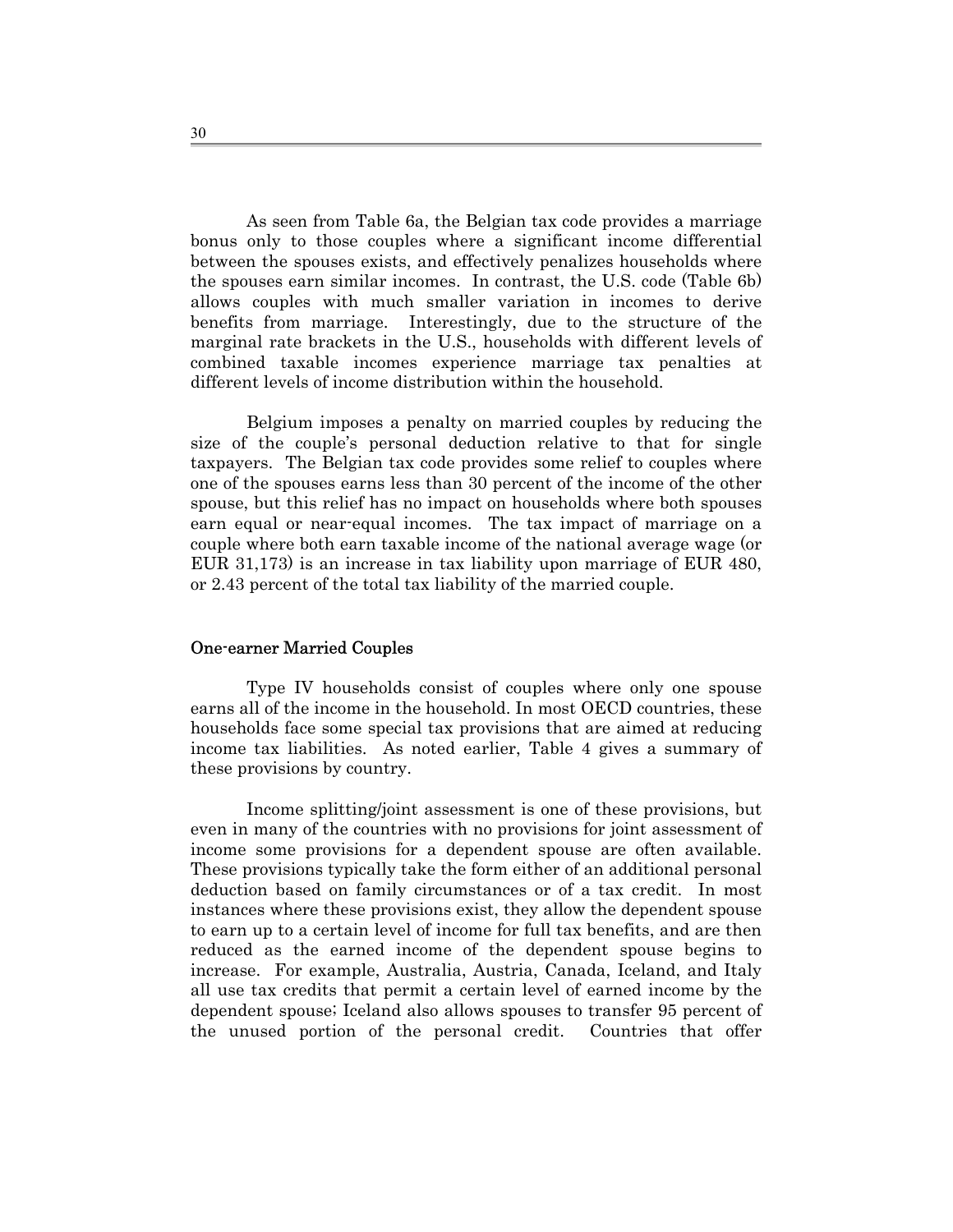As seen from Table 6a, the Belgian tax code provides a marriage bonus only to those couples where a significant income differential between the spouses exists, and effectively penalizes households where the spouses earn similar incomes. In contrast, the U.S. code (Table 6b) allows couples with much smaller variation in incomes to derive benefits from marriage. Interestingly, due to the structure of the marginal rate brackets in the U.S., households with different levels of combined taxable incomes experience marriage tax penalties at different levels of income distribution within the household.

Belgium imposes a penalty on married couples by reducing the size of the couple's personal deduction relative to that for single taxpayers. The Belgian tax code provides some relief to couples where one of the spouses earns less than 30 percent of the income of the other spouse, but this relief has no impact on households where both spouses earn equal or near-equal incomes. The tax impact of marriage on a couple where both earn taxable income of the national average wage (or EUR 31,173) is an increase in tax liability upon marriage of EUR 480, or 2.43 percent of the total tax liability of the married couple.

### One-earner Married Couples

Type IV households consist of couples where only one spouse earns all of the income in the household. In most OECD countries, these households face some special tax provisions that are aimed at reducing income tax liabilities. As noted earlier, Table 4 gives a summary of these provisions by country.

Income splitting/joint assessment is one of these provisions, but even in many of the countries with no provisions for joint assessment of income some provisions for a dependent spouse are often available. These provisions typically take the form either of an additional personal deduction based on family circumstances or of a tax credit. In most instances where these provisions exist, they allow the dependent spouse to earn up to a certain level of income for full tax benefits, and are then reduced as the earned income of the dependent spouse begins to increase. For example, Australia, Austria, Canada, Iceland, and Italy all use tax credits that permit a certain level of earned income by the dependent spouse; Iceland also allows spouses to transfer 95 percent of the unused portion of the personal credit. Countries that offer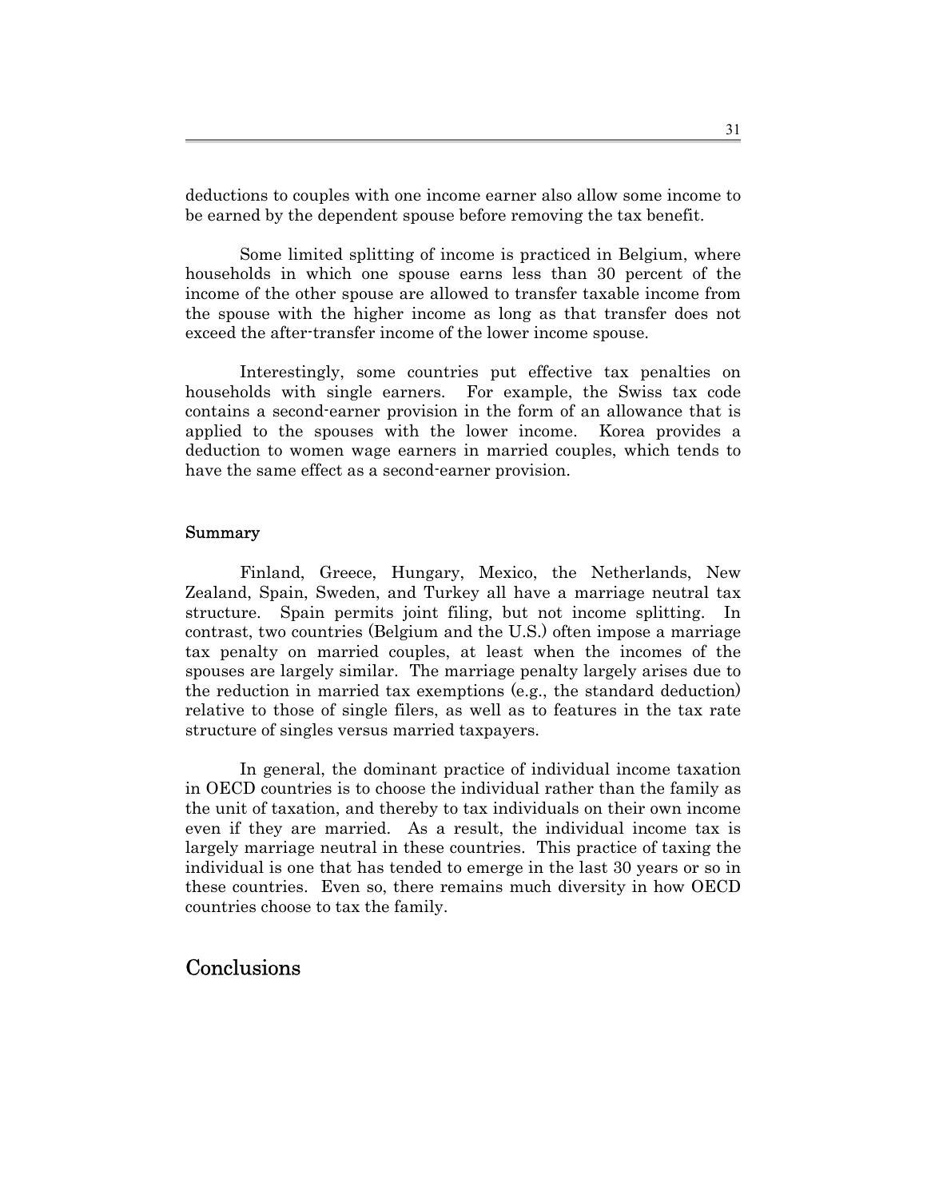deductions to couples with one income earner also allow some income to be earned by the dependent spouse before removing the tax benefit.

Some limited splitting of income is practiced in Belgium, where households in which one spouse earns less than 30 percent of the income of the other spouse are allowed to transfer taxable income from the spouse with the higher income as long as that transfer does not exceed the after-transfer income of the lower income spouse.

Interestingly, some countries put effective tax penalties on households with single earners. For example, the Swiss tax code contains a second-earner provision in the form of an allowance that is applied to the spouses with the lower income. Korea provides a deduction to women wage earners in married couples, which tends to have the same effect as a second-earner provision.

### Summary

Finland, Greece, Hungary, Mexico, the Netherlands, New Zealand, Spain, Sweden, and Turkey all have a marriage neutral tax structure. Spain permits joint filing, but not income splitting. In contrast, two countries (Belgium and the U.S.) often impose a marriage tax penalty on married couples, at least when the incomes of the spouses are largely similar. The marriage penalty largely arises due to the reduction in married tax exemptions (e.g., the standard deduction) relative to those of single filers, as well as to features in the tax rate structure of singles versus married taxpayers.

In general, the dominant practice of individual income taxation in OECD countries is to choose the individual rather than the family as the unit of taxation, and thereby to tax individuals on their own income even if they are married. As a result, the individual income tax is largely marriage neutral in these countries. This practice of taxing the individual is one that has tended to emerge in the last 30 years or so in these countries. Even so, there remains much diversity in how OECD countries choose to tax the family.

## Conclusions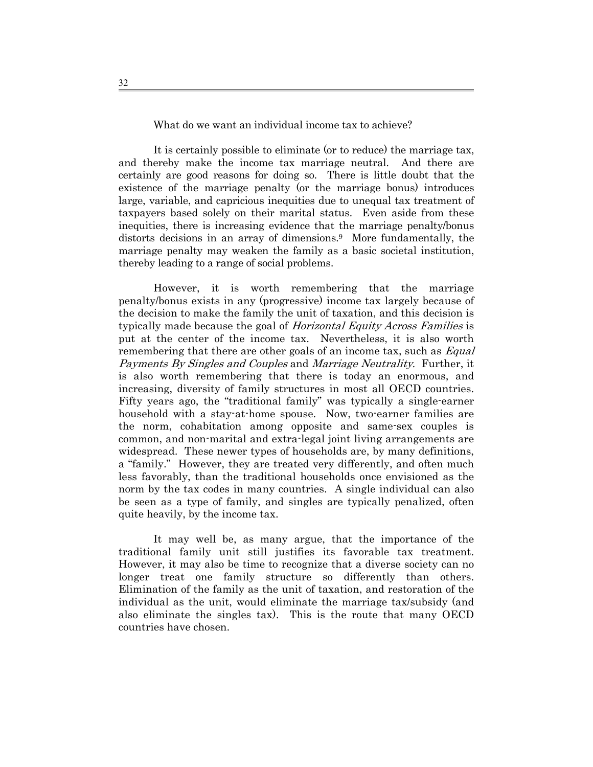What do we want an individual income tax to achieve?

It is certainly possible to eliminate (or to reduce) the marriage tax, and thereby make the income tax marriage neutral. And there are certainly are good reasons for doing so. There is little doubt that the existence of the marriage penalty (or the marriage bonus) introduces large, variable, and capricious inequities due to unequal tax treatment of taxpayers based solely on their marital status. Even aside from these inequities, there is increasing evidence that the marriage penalty/bonus distorts decisions in an array of dimensions.[9] More fundamentally, the marriage penalty may weaken the family as a basic societal institution, thereby leading to a range of social problems.

However, it is worth remembering that the marriage penalty/bonus exists in any (progressive) income tax largely because of the decision to make the family the unit of taxation, and this decision is typically made because the goal of *Horizontal Equity Across Families* is put at the center of the income tax. Nevertheless, it is also worth remembering that there are other goals of an income tax, such as *Equal Payments By Singles and Couples* and *Marriage Neutrality*. Further, it is also worth remembering that there is today an enormous, and increasing, diversity of family structures in most all OECD countries. Fifty years ago, the "traditional family" was typically a single-earner household with a stay-at-home spouse. Now, two-earner families are the norm, cohabitation among opposite and same-sex couples is common, and non-marital and extra-legal joint living arrangements are widespread. These newer types of households are, by many definitions, a "family." However, they are treated very differently, and often much less favorably, than the traditional households once envisioned as the norm by the tax codes in many countries. A single individual can also be seen as a type of family, and singles are typically penalized, often quite heavily, by the income tax.

It may well be, as many argue, that the importance of the traditional family unit still justifies its favorable tax treatment. However, it may also be time to recognize that a diverse society can no longer treat one family structure so differently than others. Elimination of the family as the unit of taxation, and restoration of the individual as the unit, would eliminate the marriage tax/subsidy (and also eliminate the singles tax). This is the route that many OECD countries have chosen.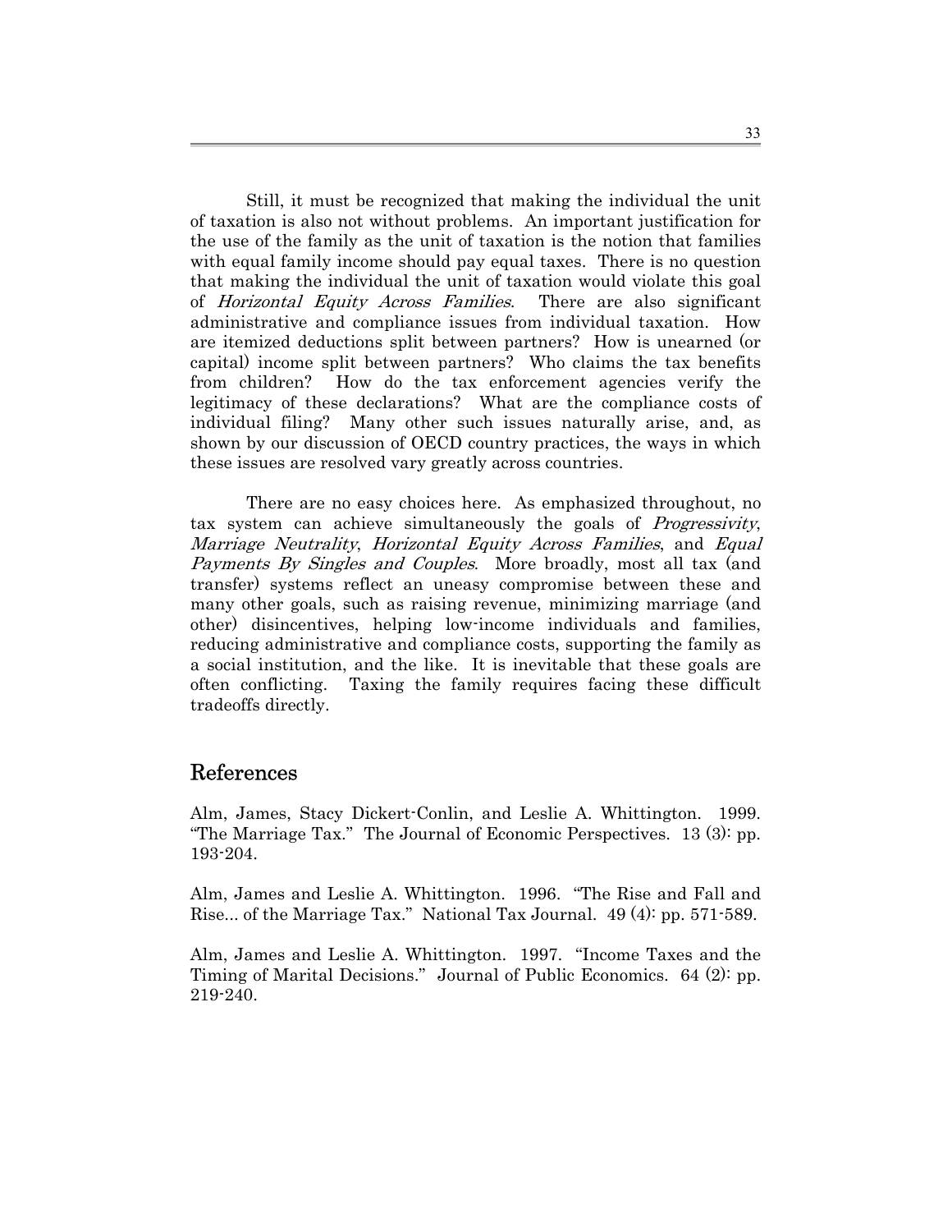Still, it must be recognized that making the individual the unit of taxation is also not without problems. An important justification for the use of the family as the unit of taxation is the notion that families with equal family income should pay equal taxes. There is no question that making the individual the unit of taxation would violate this goal of *Horizontal Equity Across Families*. There are also significant administrative and compliance issues from individual taxation. How are itemized deductions split between partners? How is unearned (or capital) income split between partners? Who claims the tax benefits from children? How do the tax enforcement agencies verify the legitimacy of these declarations? What are the compliance costs of individual filing? Many other such issues naturally arise, and, as shown by our discussion of OECD country practices, the ways in which these issues are resolved vary greatly across countries.

There are no easy choices here. As emphasized throughout, no tax system can achieve simultaneously the goals of *Progressivity*, *Marriage Neutrality*, *Horizontal Equity Across Families*, and *Equal Payments By Singles and Couples*. More broadly, most all tax (and transfer) systems reflect an uneasy compromise between these and many other goals, such as raising revenue, minimizing marriage (and other) disincentives, helping low-income individuals and families, reducing administrative and compliance costs, supporting the family as a social institution, and the like. It is inevitable that these goals are often conflicting. Taxing the family requires facing these difficult tradeoffs directly.

## References

Alm, James, Stacy Dickert-Conlin, and Leslie A. Whittington. 1999. "The Marriage Tax." The Journal of Economic Perspectives. 13 (3): pp. 193-204.

Alm, James and Leslie A. Whittington. 1996. "The Rise and Fall and Rise... of the Marriage Tax." National Tax Journal. 49 (4): pp. 571-589.

Alm, James and Leslie A. Whittington. 1997. "Income Taxes and the Timing of Marital Decisions." Journal of Public Economics. 64 (2): pp. 219-240.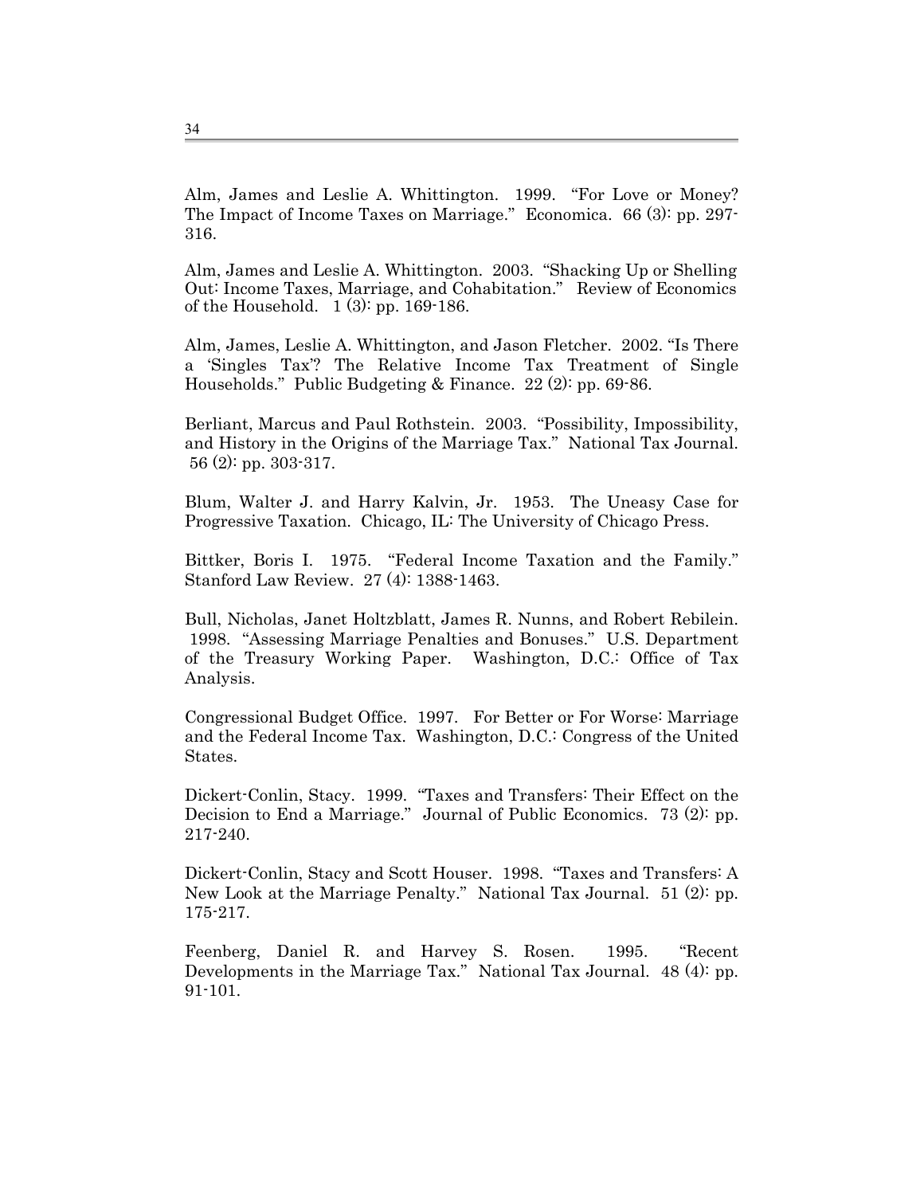Alm, James and Leslie A. Whittington. 1999. "For Love or Money? The Impact of Income Taxes on Marriage." Economica. 66 (3): pp. 297-316.

Alm, James and Leslie A. Whittington. 2003. "Shacking Up or Shelling Out: Income Taxes, Marriage, and Cohabitation." Review of Economics of the Household. 1 (3): pp. 169-186.

Alm, James, Leslie A. Whittington, and Jason Fletcher. 2002. "Is There a 'Singles Tax'? The Relative Income Tax Treatment of Single Households." Public Budgeting & Finance. 22 (2): pp. 69-86.

Berliant, Marcus and Paul Rothstein. 2003. "Possibility, Impossibility, and History in the Origins of the Marriage Tax." National Tax Journal. 56 (2): pp. 303-317.

Blum, Walter J. and Harry Kalvin, Jr. 1953. The Uneasy Case for Progressive Taxation. Chicago, IL: The University of Chicago Press.

Bittker, Boris I. 1975. "Federal Income Taxation and the Family." Stanford Law Review. 27 (4): 1388-1463.

Bull, Nicholas, Janet Holtzblatt, James R. Nunns, and Robert Rebilein. 1998. "Assessing Marriage Penalties and Bonuses." U.S. Department of the Treasury Working Paper. Washington, D.C.: Office of Tax Analysis.

Congressional Budget Office. 1997. For Better or For Worse: Marriage and the Federal Income Tax. Washington, D.C.: Congress of the United States.

Dickert-Conlin, Stacy. 1999. "Taxes and Transfers: Their Effect on the Decision to End a Marriage." Journal of Public Economics. 73 (2): pp. 217-240.

Dickert-Conlin, Stacy and Scott Houser. 1998. "Taxes and Transfers: A New Look at the Marriage Penalty." National Tax Journal. 51 (2): pp. 175-217.

Feenberg, Daniel R. and Harvey S. Rosen. 1995. "Recent Developments in the Marriage Tax." National Tax Journal. 48 (4): pp. 91-101.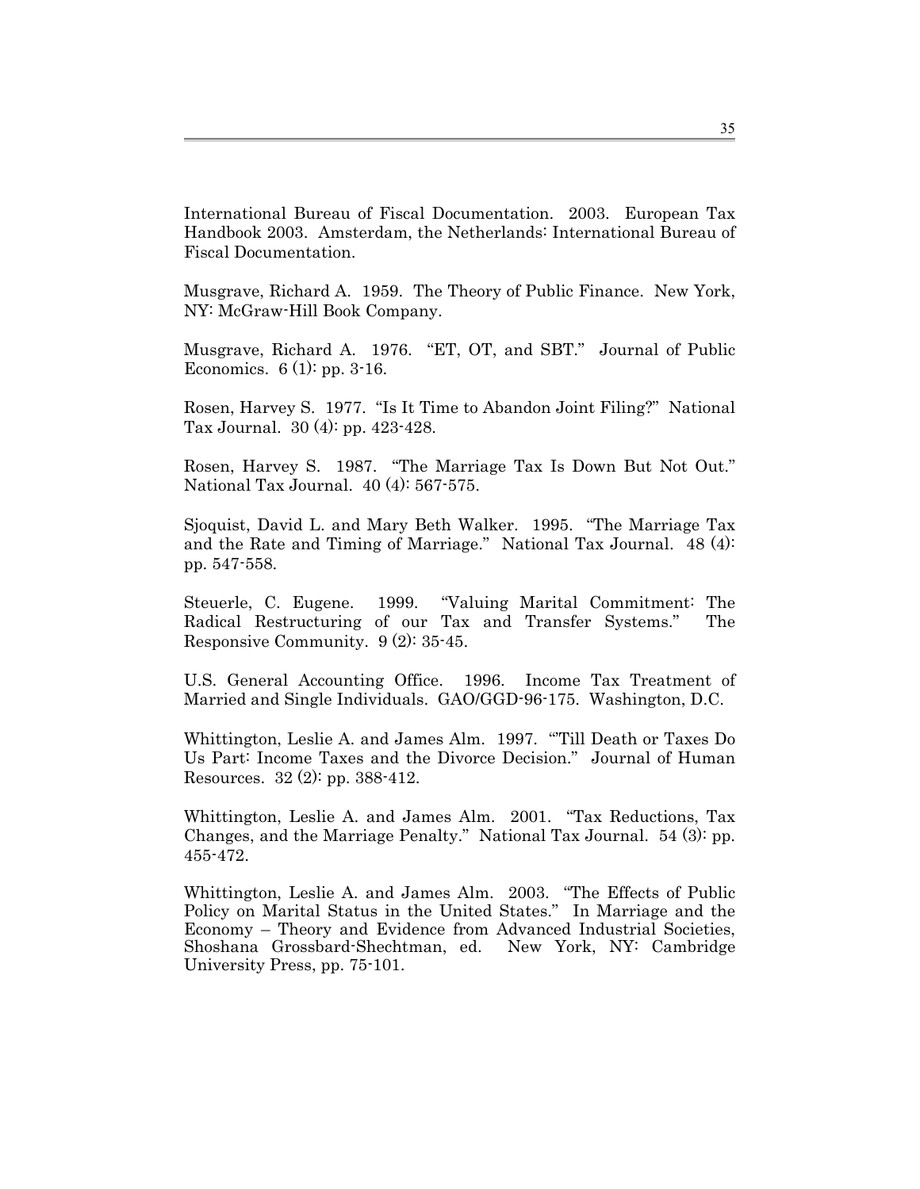International Bureau of Fiscal Documentation. 2003. European Tax Handbook 2003. Amsterdam, the Netherlands: International Bureau of Fiscal Documentation.

Musgrave, Richard A. 1959. The Theory of Public Finance. New York, NY: McGraw-Hill Book Company.

Musgrave, Richard A. 1976. "ET, OT, and SBT." Journal of Public Economics. 6 (1): pp. 3-16.

Rosen, Harvey S. 1977. "Is It Time to Abandon Joint Filing?" National Tax Journal. 30 (4): pp. 423-428.

Rosen, Harvey S. 1987. "The Marriage Tax Is Down But Not Out." National Tax Journal. 40 (4): 567-575.

Sjoquist, David L. and Mary Beth Walker. 1995. "The Marriage Tax and the Rate and Timing of Marriage." National Tax Journal. 48 (4): pp. 547-558.

Steuerle, C. Eugene. 1999. "Valuing Marital Commitment: The Radical Restructuring of our Tax and Transfer Systems." The Responsive Community. 9 (2): 35-45.

U.S. General Accounting Office. 1996. Income Tax Treatment of Married and Single Individuals. GAO/GGD-96-175. Washington, D.C.

Whittington, Leslie A. and James Alm. 1997. "'Till Death or Taxes Do Us Part: Income Taxes and the Divorce Decision." Journal of Human Resources. 32 (2): pp. 388-412.

Whittington, Leslie A. and James Alm. 2001. "Tax Reductions, Tax Changes, and the Marriage Penalty." National Tax Journal. 54 (3): pp. 455-472.

Whittington, Leslie A. and James Alm. 2003. "The Effects of Public Policy on Marital Status in the United States." In Marriage and the Economy – Theory and Evidence from Advanced Industrial Societies, Shoshana Grossbard-Shechtman, ed. New York, NY: Cambridge University Press, pp. 75-101.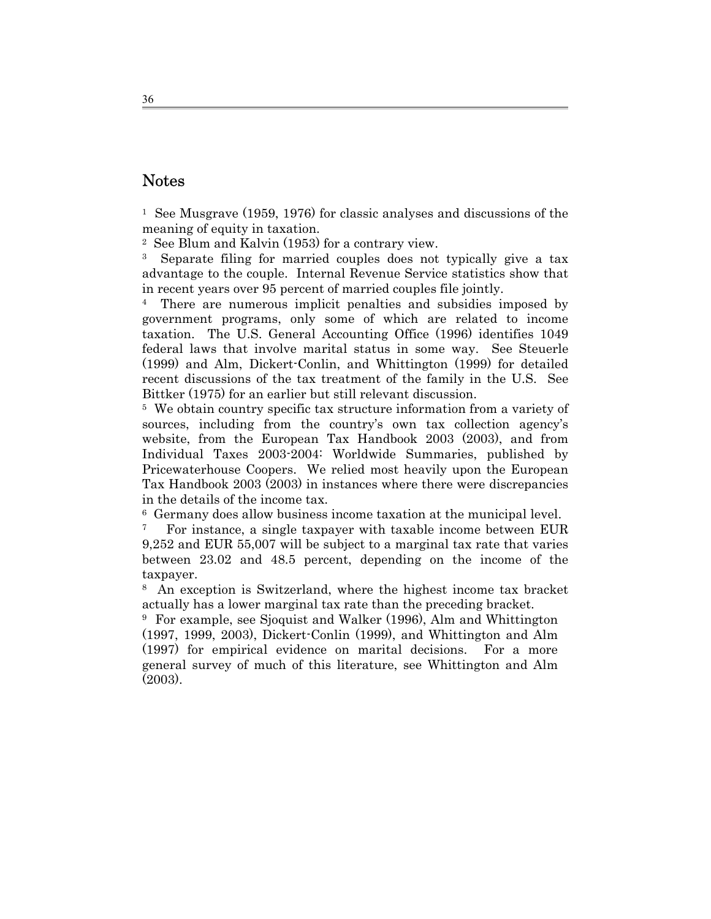## Notes

[1] See Musgrave (1959, 1976) for classic analyses and discussions of the meaning of equity in taxation.

[2] See Blum and Kalvin (1953) for a contrary view.

[3] Separate filing for married couples does not typically give a tax advantage to the couple. Internal Revenue Service statistics show that in recent years over 95 percent of married couples file jointly.

[4] There are numerous implicit penalties and subsidies imposed by government programs, only some of which are related to income taxation. The U.S. General Accounting Office (1996) identifies 1049 federal laws that involve marital status in some way. See Steuerle (1999) and Alm, Dickert-Conlin, and Whittington (1999) for detailed recent discussions of the tax treatment of the family in the U.S. See Bittker (1975) for an earlier but still relevant discussion.

[5] We obtain country specific tax structure information from a variety of sources, including from the country's own tax collection agency's website, from the European Tax Handbook 2003 (2003), and from Individual Taxes 2003-2004: Worldwide Summaries, published by Pricewaterhouse Coopers. We relied most heavily upon the European Tax Handbook 2003 (2003) in instances where there were discrepancies in the details of the income tax.

[6] Germany does allow business income taxation at the municipal level.

[7] For instance, a single taxpayer with taxable income between EUR 9,252 and EUR 55,007 will be subject to a marginal tax rate that varies between 23.02 and 48.5 percent, depending on the income of the taxpayer.

[8] An exception is Switzerland, where the highest income tax bracket actually has a lower marginal tax rate than the preceding bracket.

[9] For example, see Sjoquist and Walker (1996), Alm and Whittington (1997, 1999, 2003), Dickert-Conlin (1999), and Whittington and Alm (1997) for empirical evidence on marital decisions. For a more general survey of much of this literature, see Whittington and Alm (2003).